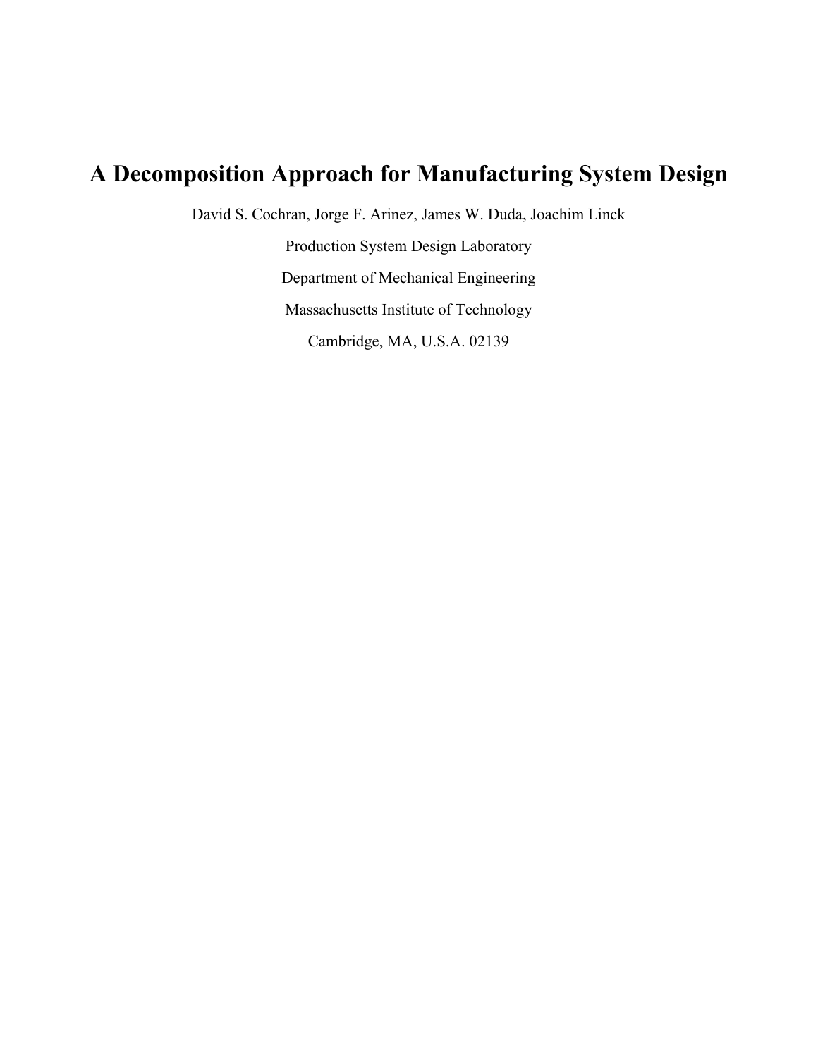# A Decomposition Approach for Manufacturing System Design

David S. Cochran, Jorge F. Arinez, James W. Duda, Joachim Linck

Production System Design Laboratory

Department of Mechanical Engineering

Massachusetts Institute of Technology

Cambridge, MA, U.S.A. 02139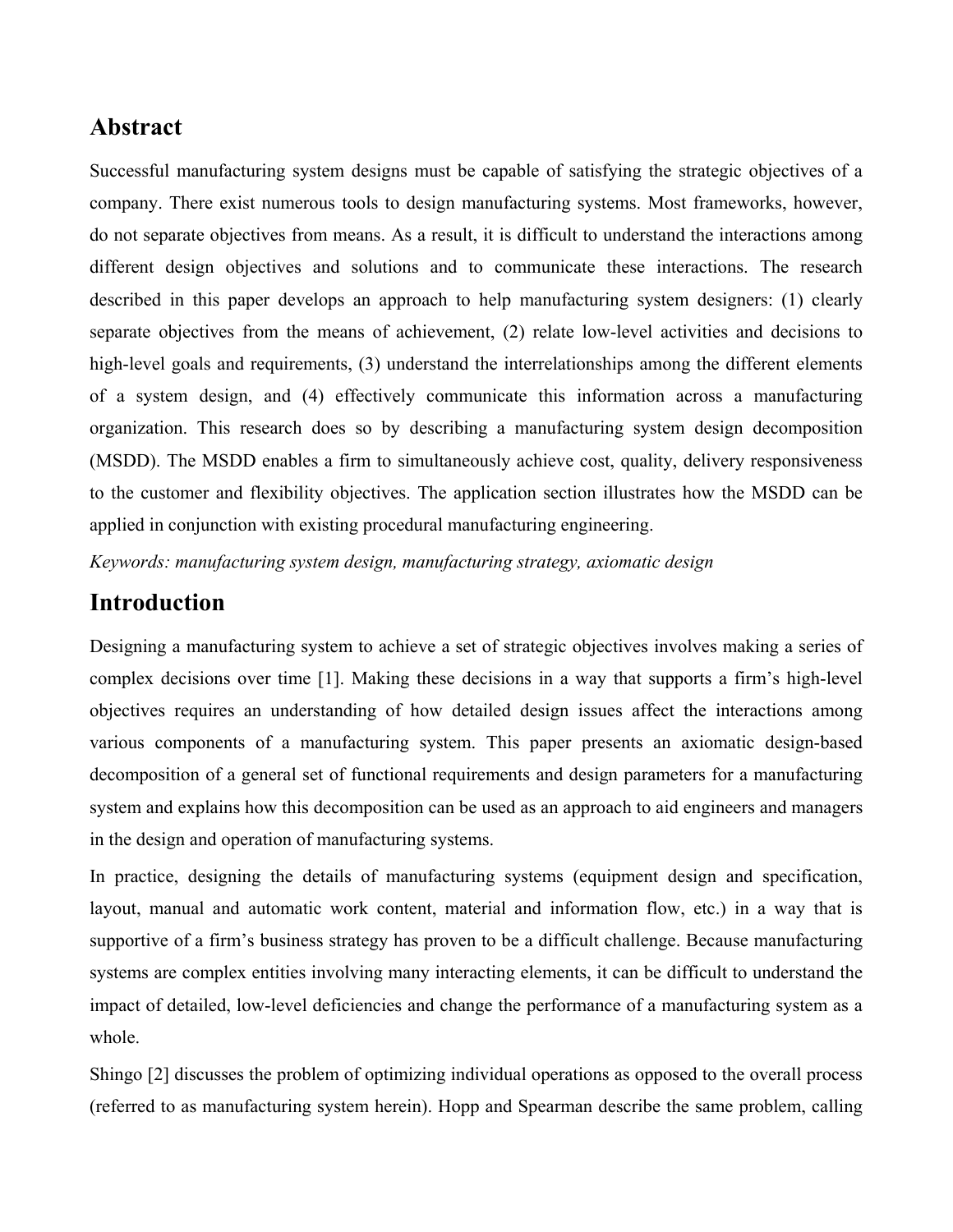## Abstract

Successful manufacturing system designs must be capable of satisfying the strategic objectives of a company. There exist numerous tools to design manufacturing systems. Most frameworks, however, do not separate objectives from means. As a result, it is difficult to understand the interactions among different design objectives and solutions and to communicate these interactions. The research described in this paper develops an approach to help manufacturing system designers: (1) clearly separate objectives from the means of achievement, (2) relate low-level activities and decisions to high-level goals and requirements, (3) understand the interrelationships among the different elements of a system design, and (4) effectively communicate this information across a manufacturing organization. This research does so by describing a manufacturing system design decomposition (MSDD). The MSDD enables a firm to simultaneously achieve cost, quality, delivery responsiveness to the customer and flexibility objectives. The application section illustrates how the MSDD can be applied in conjunction with existing procedural manufacturing engineering.

*Keywords: manufacturing system design, manufacturing strategy, axiomatic design*

## Introduction

Designing a manufacturing system to achieve a set of strategic objectives involves making a series of complex decisions over time [1]. Making these decisions in a way that supports a firm's high-level objectives requires an understanding of how detailed design issues affect the interactions among various components of a manufacturing system. This paper presents an axiomatic design-based decomposition of a general set of functional requirements and design parameters for a manufacturing system and explains how this decomposition can be used as an approach to aid engineers and managers in the design and operation of manufacturing systems.

In practice, designing the details of manufacturing systems (equipment design and specification, layout, manual and automatic work content, material and information flow, etc.) in a way that is supportive of a firm's business strategy has proven to be a difficult challenge. Because manufacturing systems are complex entities involving many interacting elements, it can be difficult to understand the impact of detailed, low-level deficiencies and change the performance of a manufacturing system as a whole.

Shingo [2] discusses the problem of optimizing individual operations as opposed to the overall process (referred to as manufacturing system herein). Hopp and Spearman describe the same problem, calling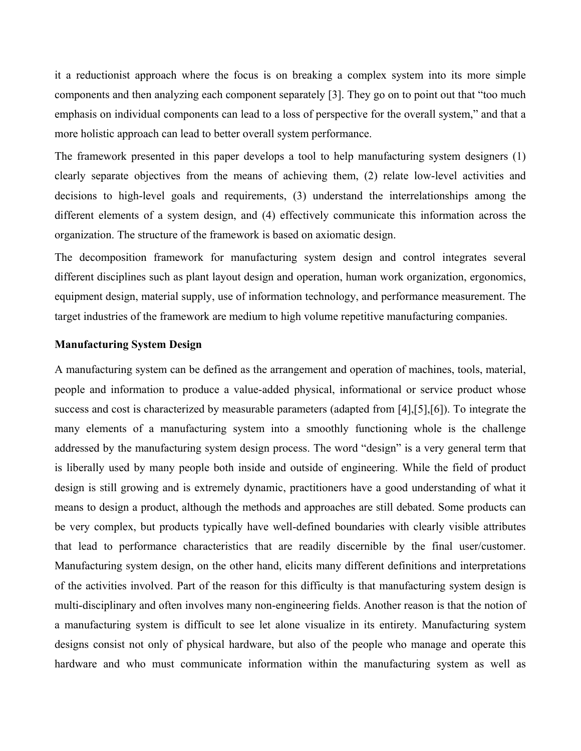it a reductionist approach where the focus is on breaking a complex system into its more simple components and then analyzing each component separately [3]. They go on to point out that “too much emphasis on individual components can lead to a loss of perspective for the overall system,” and that a more holistic approach can lead to better overall system performance.

The framework presented in this paper develops a tool to help manufacturing system designers (1) clearly separate objectives from the means of achieving them, (2) relate low-level activities and decisions to high-level goals and requirements, (3) understand the interrelationships among the different elements of a system design, and (4) effectively communicate this information across the organization. The structure of the framework is based on axiomatic design.

The decomposition framework for manufacturing system design and control integrates several different disciplines such as plant layout design and operation, human work organization, ergonomics, equipment design, material supply, use of information technology, and performance measurement. The target industries of the framework are medium to high volume repetitive manufacturing companies.

**Manufacturing System Design**

A manufacturing system can be defined as the arrangement and operation of machines, tools, material, people and information to produce a value-added physical, informational or service product whose success and cost is characterized by measurable parameters (adapted from [4],[5],[6]). To integrate the many elements of a manufacturing system into a smoothly functioning whole is the challenge addressed by the manufacturing system design process. The word “design” is a very general term that is liberally used by many people both inside and outside of engineering. While the field of product design is still growing and is extremely dynamic, practitioners have a good understanding of what it means to design a product, although the methods and approaches are still debated. Some products can be very complex, but products typically have well-defined boundaries with clearly visible attributes that lead to performance characteristics that are readily discernible by the final user/customer. Manufacturing system design, on the other hand, elicits many different definitions and interpretations of the activities involved. Part of the reason for this difficulty is that manufacturing system design is multi-disciplinary and often involves many non-engineering fields. Another reason is that the notion of a manufacturing system is difficult to see let alone visualize in its entirety. Manufacturing system designs consist not only of physical hardware, but also of the people who manage and operate this hardware and who must communicate information within the manufacturing system as well as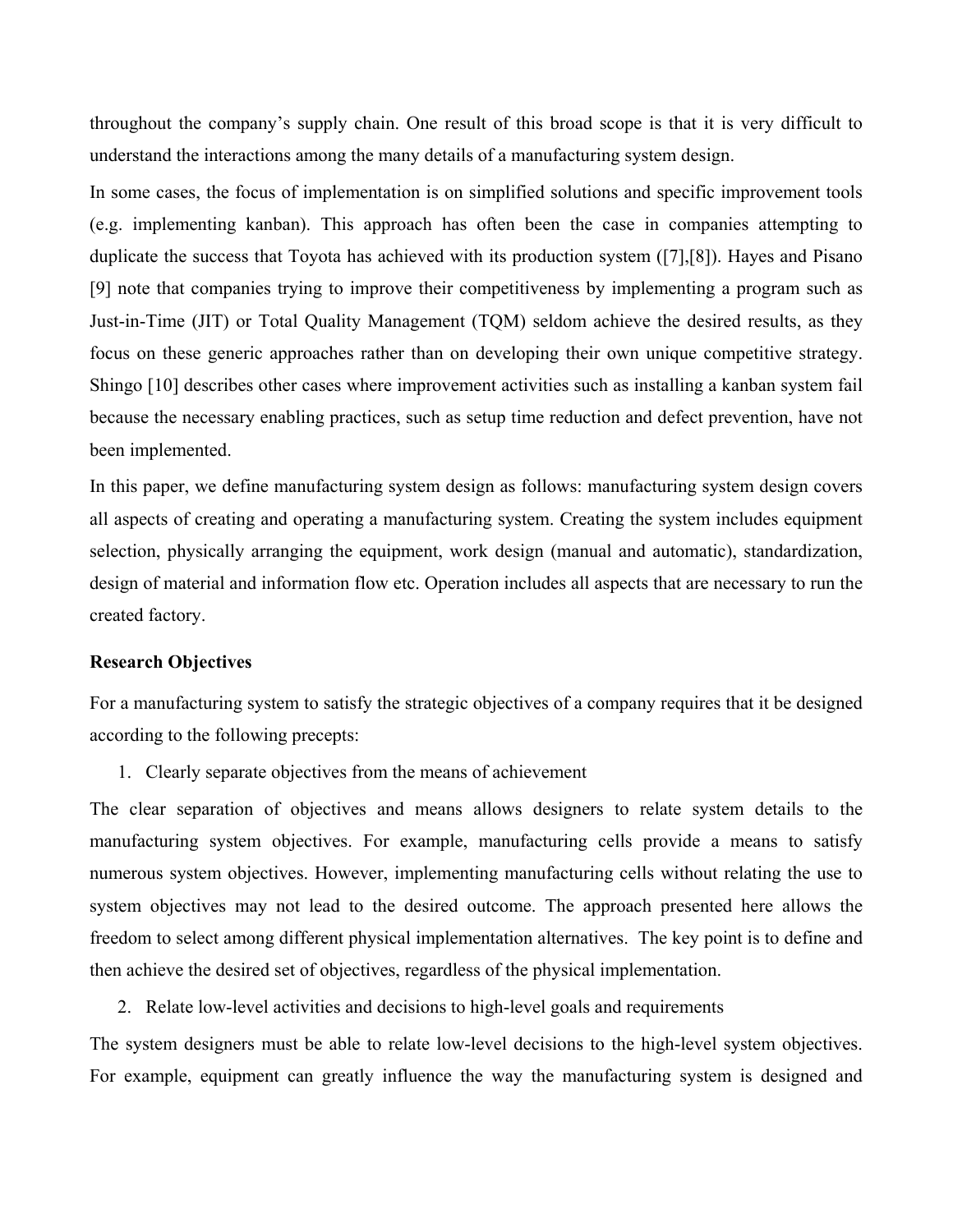throughout the company's supply chain. One result of this broad scope is that it is very difficult to understand the interactions among the many details of a manufacturing system design.

In some cases, the focus of implementation is on simplified solutions and specific improvement tools (e.g. implementing kanban). This approach has often been the case in companies attempting to duplicate the success that Toyota has achieved with its production system ([7],[8]). Hayes and Pisano [9] note that companies trying to improve their competitiveness by implementing a program such as Just-in-Time (JIT) or Total Quality Management (TQM) seldom achieve the desired results, as they focus on these generic approaches rather than on developing their own unique competitive strategy. Shingo [10] describes other cases where improvement activities such as installing a kanban system fail because the necessary enabling practices, such as setup time reduction and defect prevention, have not been implemented.

In this paper, we define manufacturing system design as follows: manufacturing system design covers all aspects of creating and operating a manufacturing system. Creating the system includes equipment selection, physically arranging the equipment, work design (manual and automatic), standardization, design of material and information flow etc. Operation includes all aspects that are necessary to run the created factory.

**Research Objectives**

For a manufacturing system to satisfy the strategic objectives of a company requires that it be designed according to the following precepts:

1. Clearly separate objectives from the means of achievement

The clear separation of objectives and means allows designers to relate system details to the manufacturing system objectives. For example, manufacturing cells provide a means to satisfy numerous system objectives. However, implementing manufacturing cells without relating the use to system objectives may not lead to the desired outcome. The approach presented here allows the freedom to select among different physical implementation alternatives. The key point is to define and then achieve the desired set of objectives, regardless of the physical implementation.

2. Relate low-level activities and decisions to high-level goals and requirements

The system designers must be able to relate low-level decisions to the high-level system objectives. For example, equipment can greatly influence the way the manufacturing system is designed and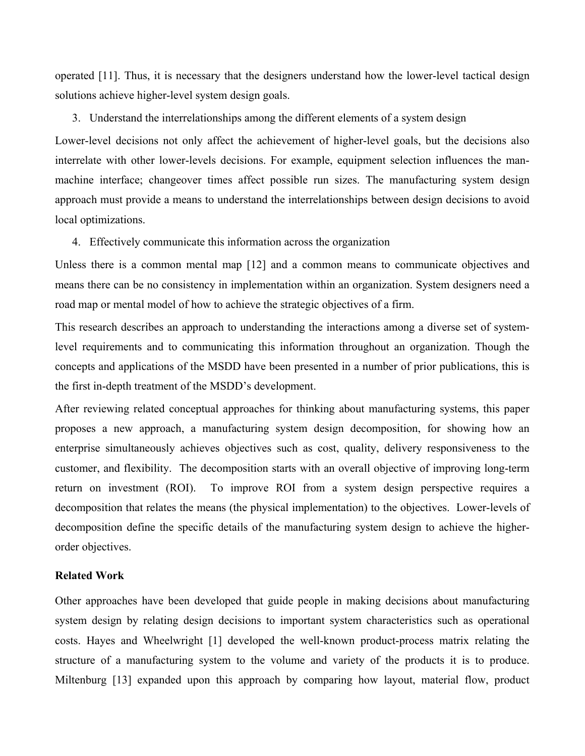operated [11]. Thus, it is necessary that the designers understand how the lower-level tactical design solutions achieve higher-level system design goals.

3. Understand the interrelationships among the different elements of a system design

Lower-level decisions not only affect the achievement of higher-level goals, but the decisions also interrelate with other lower-levels decisions. For example, equipment selection influences the man-machine interface; changeover times affect possible run sizes. The manufacturing system design approach must provide a means to understand the interrelationships between design decisions to avoid local optimizations.

4. Effectively communicate this information across the organization

Unless there is a common mental map [12] and a common means to communicate objectives and means there can be no consistency in implementation within an organization. System designers need a road map or mental model of how to achieve the strategic objectives of a firm.

This research describes an approach to understanding the interactions among a diverse set of system-level requirements and to communicating this information throughout an organization. Though the concepts and applications of the MSDD have been presented in a number of prior publications, this is the first in-depth treatment of the MSDD's development.

After reviewing related conceptual approaches for thinking about manufacturing systems, this paper proposes a new approach, a manufacturing system design decomposition, for showing how an enterprise simultaneously achieves objectives such as cost, quality, delivery responsiveness to the customer, and flexibility. The decomposition starts with an overall objective of improving long-term return on investment (ROI). To improve ROI from a system design perspective requires a decomposition that relates the means (the physical implementation) to the objectives. Lower-levels of decomposition define the specific details of the manufacturing system design to achieve the higher-order objectives.

**Related Work**

Other approaches have been developed that guide people in making decisions about manufacturing system design by relating design decisions to important system characteristics such as operational costs. Hayes and Wheelwright [1] developed the well-known product-process matrix relating the structure of a manufacturing system to the volume and variety of the products it is to produce. Miltenburg [13] expanded upon this approach by comparing how layout, material flow, product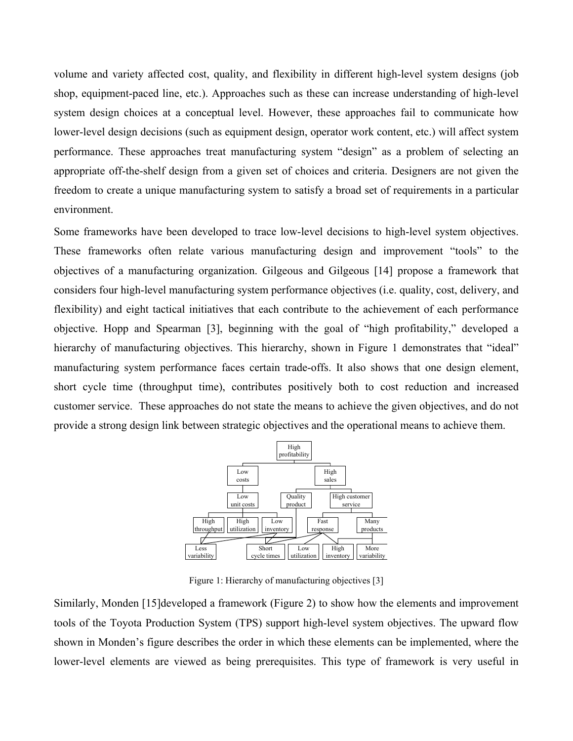volume and variety affected cost, quality, and flexibility in different high-level system designs (job shop, equipment-paced line, etc.). Approaches such as these can increase understanding of high-level system design choices at a conceptual level. However, these approaches fail to communicate how lower-level design decisions (such as equipment design, operator work content, etc.) will affect system performance. These approaches treat manufacturing system "design" as a problem of selecting an appropriate off-the-shelf design from a given set of choices and criteria. Designers are not given the freedom to create a unique manufacturing system to satisfy a broad set of requirements in a particular environment.

Some frameworks have been developed to trace low-level decisions to high-level system objectives. These frameworks often relate various manufacturing design and improvement "tools" to the objectives of a manufacturing organization. Gilgeous and Gilgeous [14] propose a framework that considers four high-level manufacturing system performance objectives (i.e. quality, cost, delivery, and flexibility) and eight tactical initiatives that each contribute to the achievement of each performance objective. Hopp and Spearman [3], beginning with the goal of "high profitability," developed a hierarchy of manufacturing objectives. This hierarchy, shown in Figure 1 demonstrates that "ideal" manufacturing system performance faces certain trade-offs. It also shows that one design element, short cycle time (throughput time), contributes positively both to cost reduction and increased customer service. These approaches do not state the means to achieve the given objectives, and do not provide a strong design link between strategic objectives and the operational means to achieve them.

High profitability

Low costs | High sales

Low unit costs | Quality product | High customer service

High throughput | High utilization | Low inventory | Fast response | Many products

Less variability | Short cycle times | Low utilization | High inventory | More variability

Figure 1: Hierarchy of manufacturing objectives [3]

Similarly, Monden [15]developed a framework (Figure 2) to show how the elements and improvement tools of the Toyota Production System (TPS) support high-level system objectives. The upward flow shown in Monden's figure describes the order in which these elements can be implemented, where the lower-level elements are viewed as being prerequisites. This type of framework is very useful in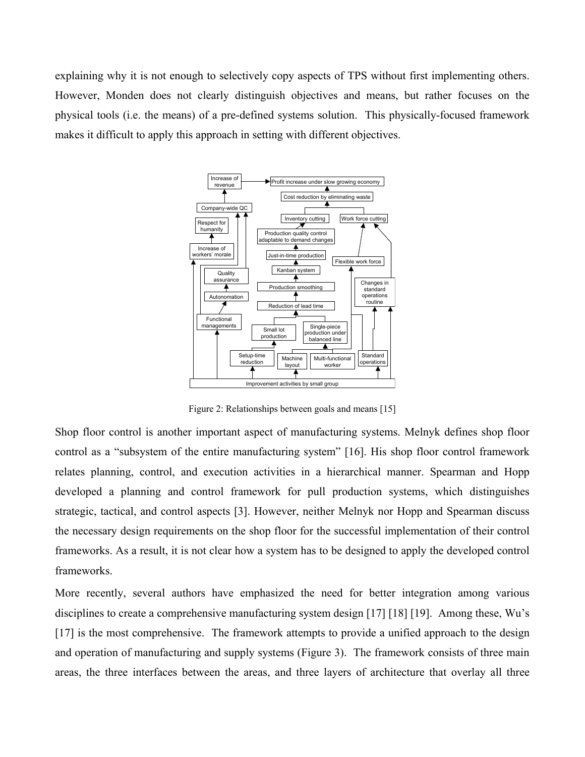explaining why it is not enough to selectively copy aspects of TPS without first implementing others. However, Monden does not clearly distinguish objectives and means, but rather focuses on the physical tools (i.e. the means) of a pre-defined systems solution. This physically-focused framework makes it difficult to apply this approach in setting with different objectives.

Figure 2: Relationships between goals and means [15]

Shop floor control is another important aspect of manufacturing systems. Melnyk defines shop floor control as a "subsystem of the entire manufacturing system" [16]. His shop floor control framework relates planning, control, and execution activities in a hierarchical manner. Spearman and Hopp developed a planning and control framework for pull production systems, which distinguishes strategic, tactical, and control aspects [3]. However, neither Melnyk nor Hopp and Spearman discuss the necessary design requirements on the shop floor for the successful implementation of their control frameworks. As a result, it is not clear how a system has to be designed to apply the developed control frameworks.

More recently, several authors have emphasized the need for better integration among various disciplines to create a comprehensive manufacturing system design [17] [18] [19]. Among these, Wu's [17] is the most comprehensive. The framework attempts to provide a unified approach to the design and operation of manufacturing and supply systems (Figure 3). The framework consists of three main areas, the three interfaces between the areas, and three layers of architecture that overlay all three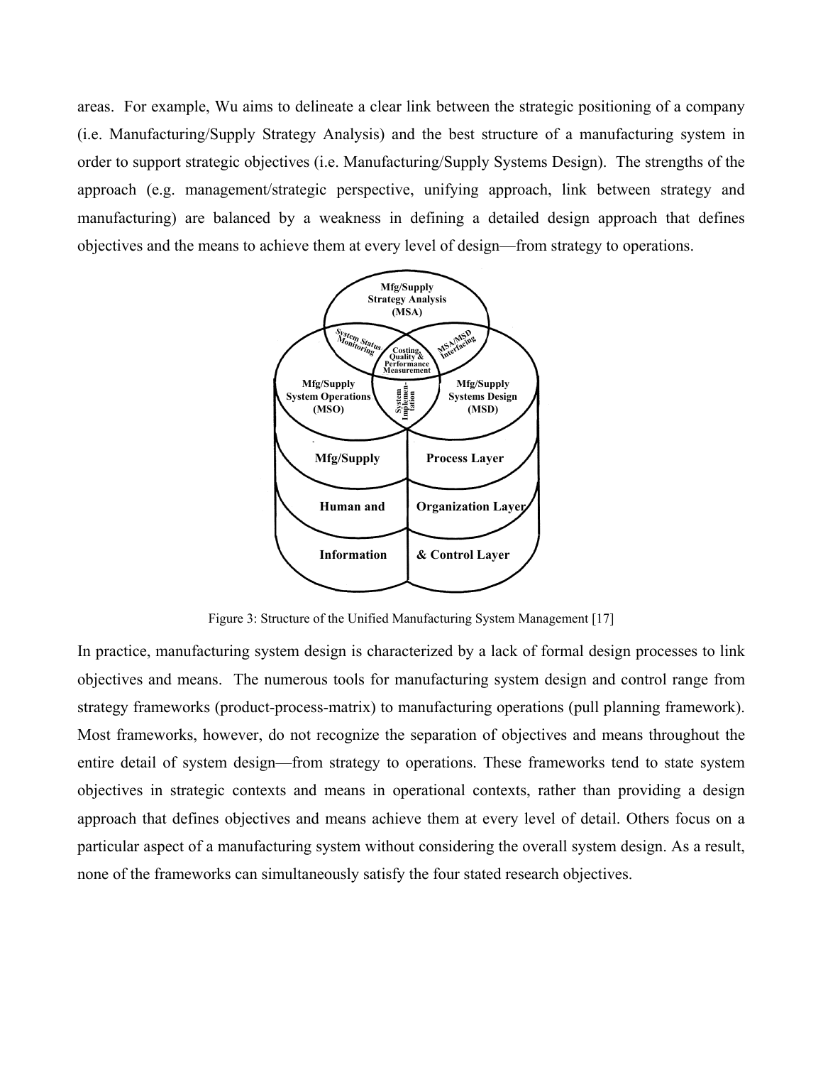areas. For example, Wu aims to delineate a clear link between the strategic positioning of a company (i.e. Manufacturing/Supply Strategy Analysis) and the best structure of a manufacturing system in order to support strategic objectives (i.e. Manufacturing/Supply Systems Design). The strengths of the approach (e.g. management/strategic perspective, unifying approach, link between strategy and manufacturing) are balanced by a weakness in defining a detailed design approach that defines objectives and the means to achieve them at every level of design—from strategy to operations.

Figure 3: Structure of the Unified Manufacturing System Management [17]

In practice, manufacturing system design is characterized by a lack of formal design processes to link objectives and means. The numerous tools for manufacturing system design and control range from strategy frameworks (product-process-matrix) to manufacturing operations (pull planning framework). Most frameworks, however, do not recognize the separation of objectives and means throughout the entire detail of system design—from strategy to operations. These frameworks tend to state system objectives in strategic contexts and means in operational contexts, rather than providing a design approach that defines objectives and means achieve them at every level of detail. Others focus on a particular aspect of a manufacturing system without considering the overall system design. As a result, none of the frameworks can simultaneously satisfy the four stated research objectives.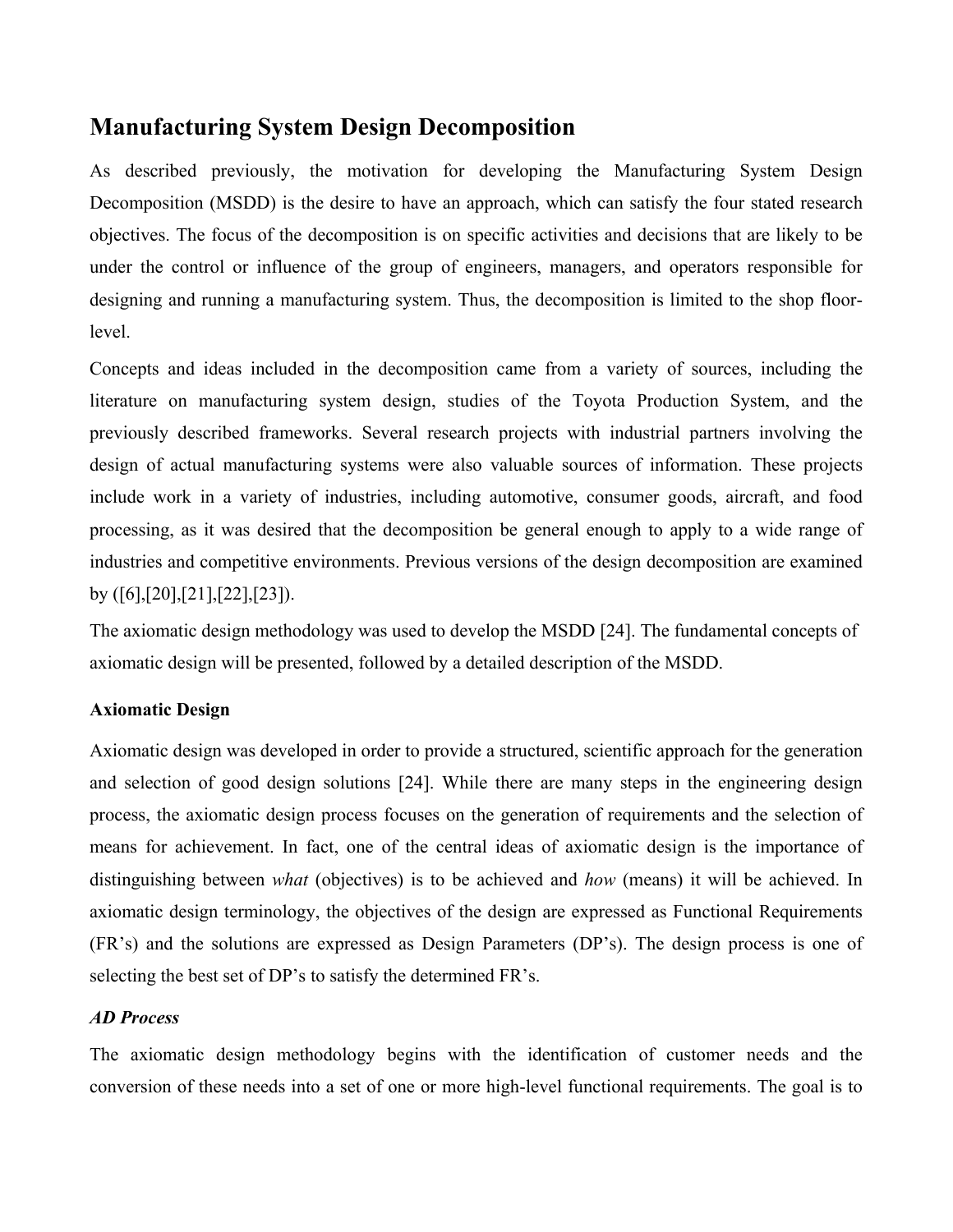## Manufacturing System Design Decomposition

As described previously, the motivation for developing the Manufacturing System Design Decomposition (MSDD) is the desire to have an approach, which can satisfy the four stated research objectives. The focus of the decomposition is on specific activities and decisions that are likely to be under the control or influence of the group of engineers, managers, and operators responsible for designing and running a manufacturing system. Thus, the decomposition is limited to the shop floor-level.

Concepts and ideas included in the decomposition came from a variety of sources, including the literature on manufacturing system design, studies of the Toyota Production System, and the previously described frameworks. Several research projects with industrial partners involving the design of actual manufacturing systems were also valuable sources of information. These projects include work in a variety of industries, including automotive, consumer goods, aircraft, and food processing, as it was desired that the decomposition be general enough to apply to a wide range of industries and competitive environments. Previous versions of the design decomposition are examined by ([6],[20],[21],[22],[23]).

The axiomatic design methodology was used to develop the MSDD [24]. The fundamental concepts of axiomatic design will be presented, followed by a detailed description of the MSDD.

### Axiomatic Design

Axiomatic design was developed in order to provide a structured, scientific approach for the generation and selection of good design solutions [24]. While there are many steps in the engineering design process, the axiomatic design process focuses on the generation of requirements and the selection of means for achievement. In fact, one of the central ideas of axiomatic design is the importance of distinguishing between *what* (objectives) is to be achieved and *how* (means) it will be achieved. In axiomatic design terminology, the objectives of the design are expressed as Functional Requirements (FR's) and the solutions are expressed as Design Parameters (DP's). The design process is one of selecting the best set of DP's to satisfy the determined FR's.

#### *AD Process*

The axiomatic design methodology begins with the identification of customer needs and the conversion of these needs into a set of one or more high-level functional requirements. The goal is to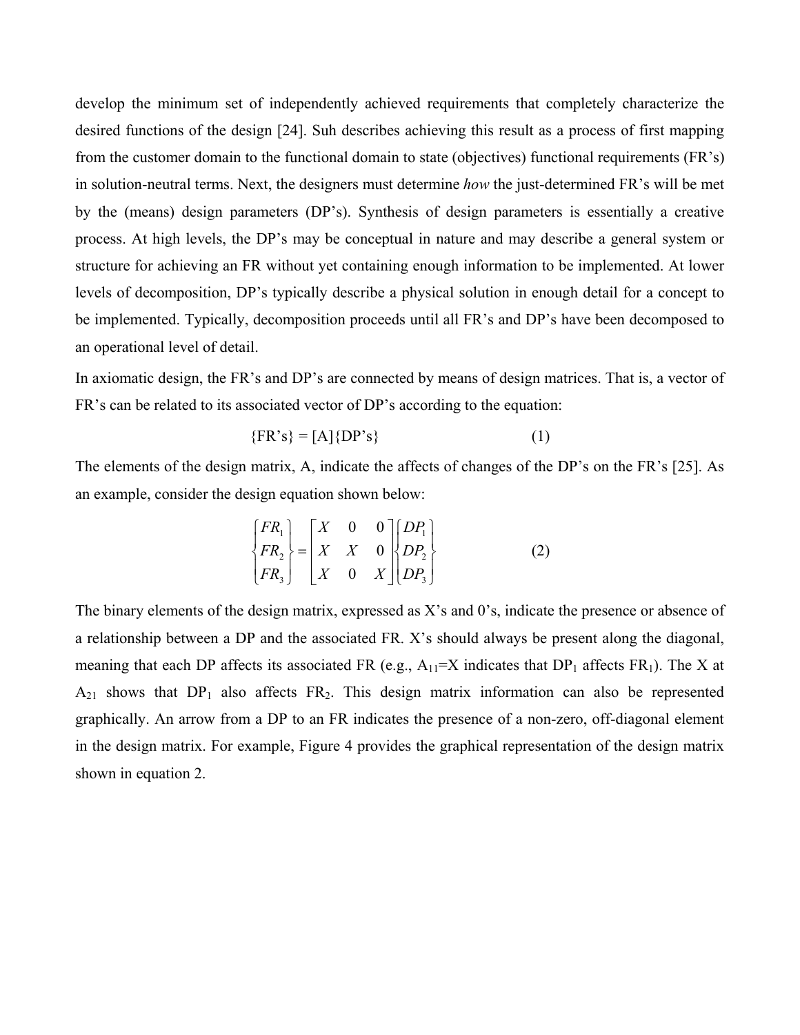develop the minimum set of independently achieved requirements that completely characterize the desired functions of the design [24]. Suh describes achieving this result as a process of first mapping from the customer domain to the functional domain to state (objectives) functional requirements (FR's) in solution-neutral terms. Next, the designers must determine *how* the just-determined FR's will be met by the (means) design parameters (DP's). Synthesis of design parameters is essentially a creative process. At high levels, the DP's may be conceptual in nature and may describe a general system or structure for achieving an FR without yet containing enough information to be implemented. At lower levels of decomposition, DP's typically describe a physical solution in enough detail for a concept to be implemented. Typically, decomposition proceeds until all FR's and DP's have been decomposed to an operational level of detail.

In axiomatic design, the FR's and DP's are connected by means of design matrices. That is, a vector of FR's can be related to its associated vector of DP's according to the equation:

$$\{FR\text{'s}\} = [A]\{DP\text{'s}\} \tag{1}$$

The elements of the design matrix, A, indicate the affects of changes of the DP's on the FR's [25]. As an example, consider the design equation shown below:

$$\begin{Bmatrix} FR_1 \\ FR_2 \\ FR_3 \end{Bmatrix} = \begin{bmatrix} X & 0 & 0 \\ X & X & 0 \\ X & 0 & X \end{bmatrix} \begin{Bmatrix} DP_1 \\ DP_2 \\ DP_3 \end{Bmatrix} \tag{2}$$

The binary elements of the design matrix, expressed as X's and 0's, indicate the presence or absence of a relationship between a DP and the associated FR. X's should always be present along the diagonal, meaning that each DP affects its associated FR (e.g., $A_{11}$=X indicates that $DP_1$ affects $FR_1$). The X at $A_{21}$ shows that $DP_1$ also affects $FR_2$. This design matrix information can also be represented graphically. An arrow from a DP to an FR indicates the presence of a non-zero, off-diagonal element in the design matrix. For example, Figure 4 provides the graphical representation of the design matrix shown in equation 2.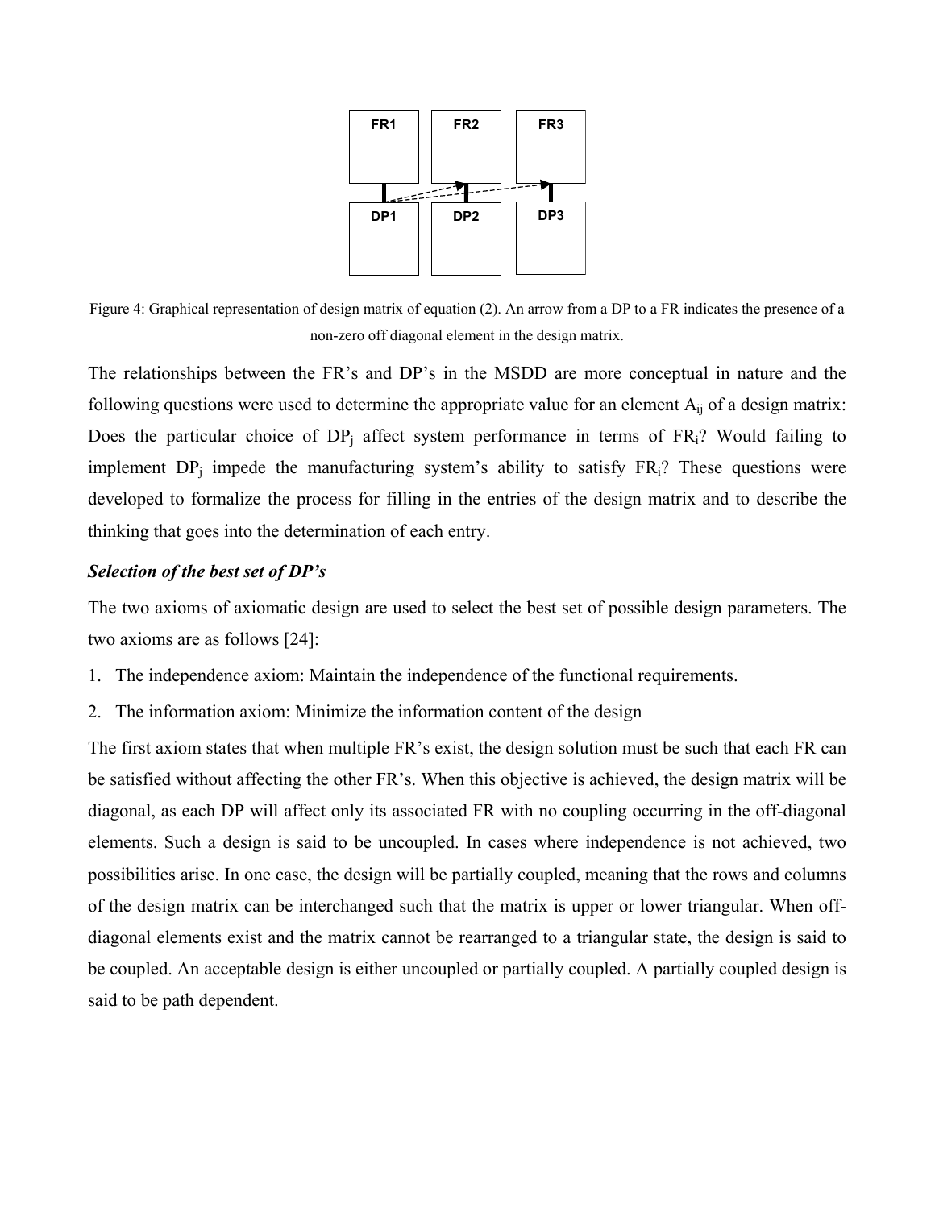Figure 4: Graphical representation of design matrix of equation (2). An arrow from a DP to a FR indicates the presence of a non-zero off diagonal element in the design matrix.

The relationships between the FR's and DP's in the MSDD are more conceptual in nature and the following questions were used to determine the appropriate value for an element $A_{ij}$ of a design matrix: Does the particular choice of $DP_j$ affect system performance in terms of $FR_i$? Would failing to implement $DP_j$ impede the manufacturing system's ability to satisfy $FR_i$? These questions were developed to formalize the process for filling in the entries of the design matrix and to describe the thinking that goes into the determination of each entry.

***Selection of the best set of DP's***

The two axioms of axiomatic design are used to select the best set of possible design parameters. The two axioms are as follows [24]:

1. The independence axiom: Maintain the independence of the functional requirements.
2. The information axiom: Minimize the information content of the design

The first axiom states that when multiple FR's exist, the design solution must be such that each FR can be satisfied without affecting the other FR's. When this objective is achieved, the design matrix will be diagonal, as each DP will affect only its associated FR with no coupling occurring in the off-diagonal elements. Such a design is said to be uncoupled. In cases where independence is not achieved, two possibilities arise. In one case, the design will be partially coupled, meaning that the rows and columns of the design matrix can be interchanged such that the matrix is upper or lower triangular. When off-diagonal elements exist and the matrix cannot be rearranged to a triangular state, the design is said to be coupled. An acceptable design is either uncoupled or partially coupled. A partially coupled design is said to be path dependent.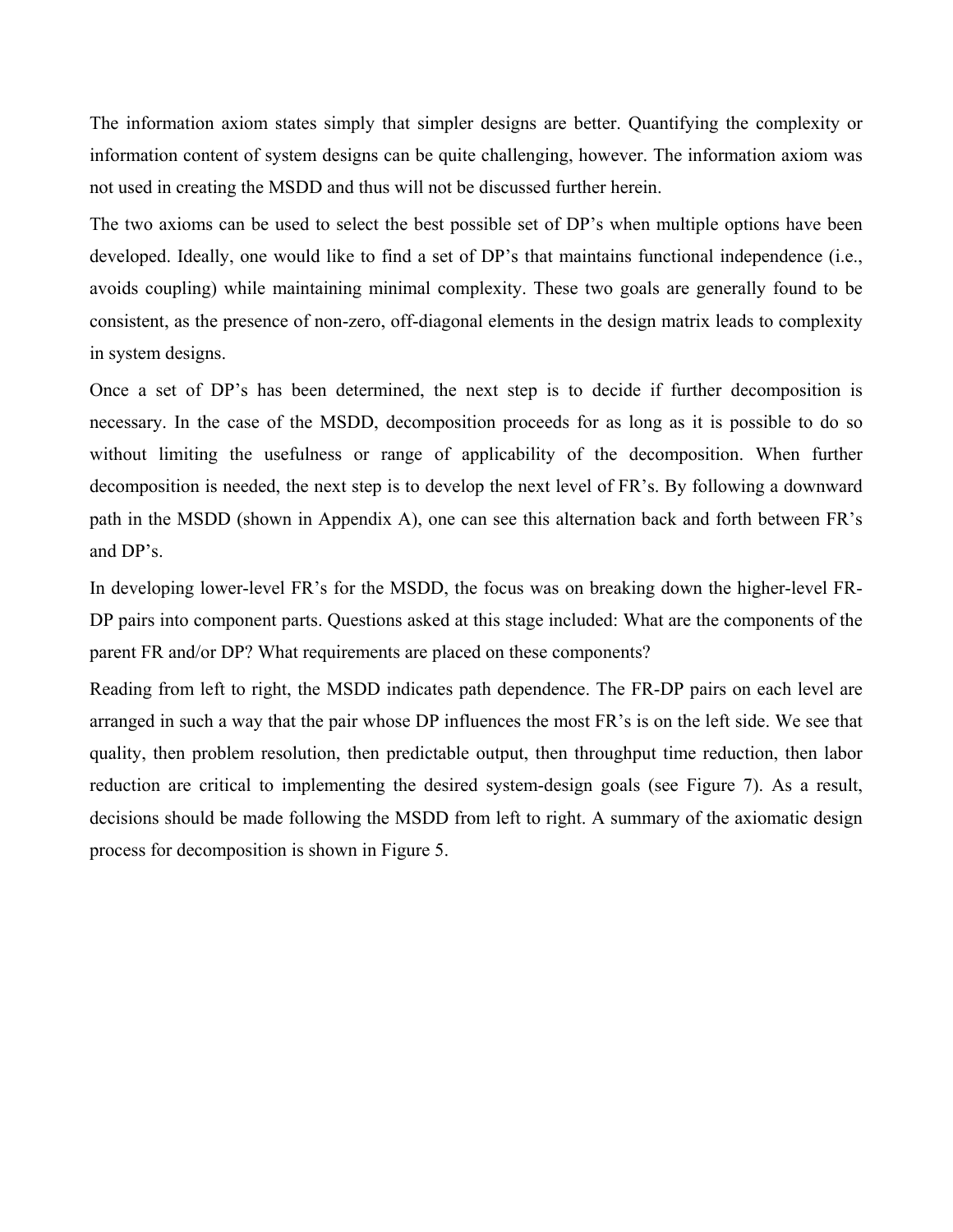The information axiom states simply that simpler designs are better. Quantifying the complexity or information content of system designs can be quite challenging, however. The information axiom was not used in creating the MSDD and thus will not be discussed further herein.

The two axioms can be used to select the best possible set of DP's when multiple options have been developed. Ideally, one would like to find a set of DP's that maintains functional independence (i.e., avoids coupling) while maintaining minimal complexity. These two goals are generally found to be consistent, as the presence of non-zero, off-diagonal elements in the design matrix leads to complexity in system designs.

Once a set of DP's has been determined, the next step is to decide if further decomposition is necessary. In the case of the MSDD, decomposition proceeds for as long as it is possible to do so without limiting the usefulness or range of applicability of the decomposition. When further decomposition is needed, the next step is to develop the next level of FR's. By following a downward path in the MSDD (shown in Appendix A), one can see this alternation back and forth between FR's and DP's.

In developing lower-level FR's for the MSDD, the focus was on breaking down the higher-level FR-DP pairs into component parts. Questions asked at this stage included: What are the components of the parent FR and/or DP? What requirements are placed on these components?

Reading from left to right, the MSDD indicates path dependence. The FR-DP pairs on each level are arranged in such a way that the pair whose DP influences the most FR's is on the left side. We see that quality, then problem resolution, then predictable output, then throughput time reduction, then labor reduction are critical to implementing the desired system-design goals (see Figure 7). As a result, decisions should be made following the MSDD from left to right. A summary of the axiomatic design process for decomposition is shown in Figure 5.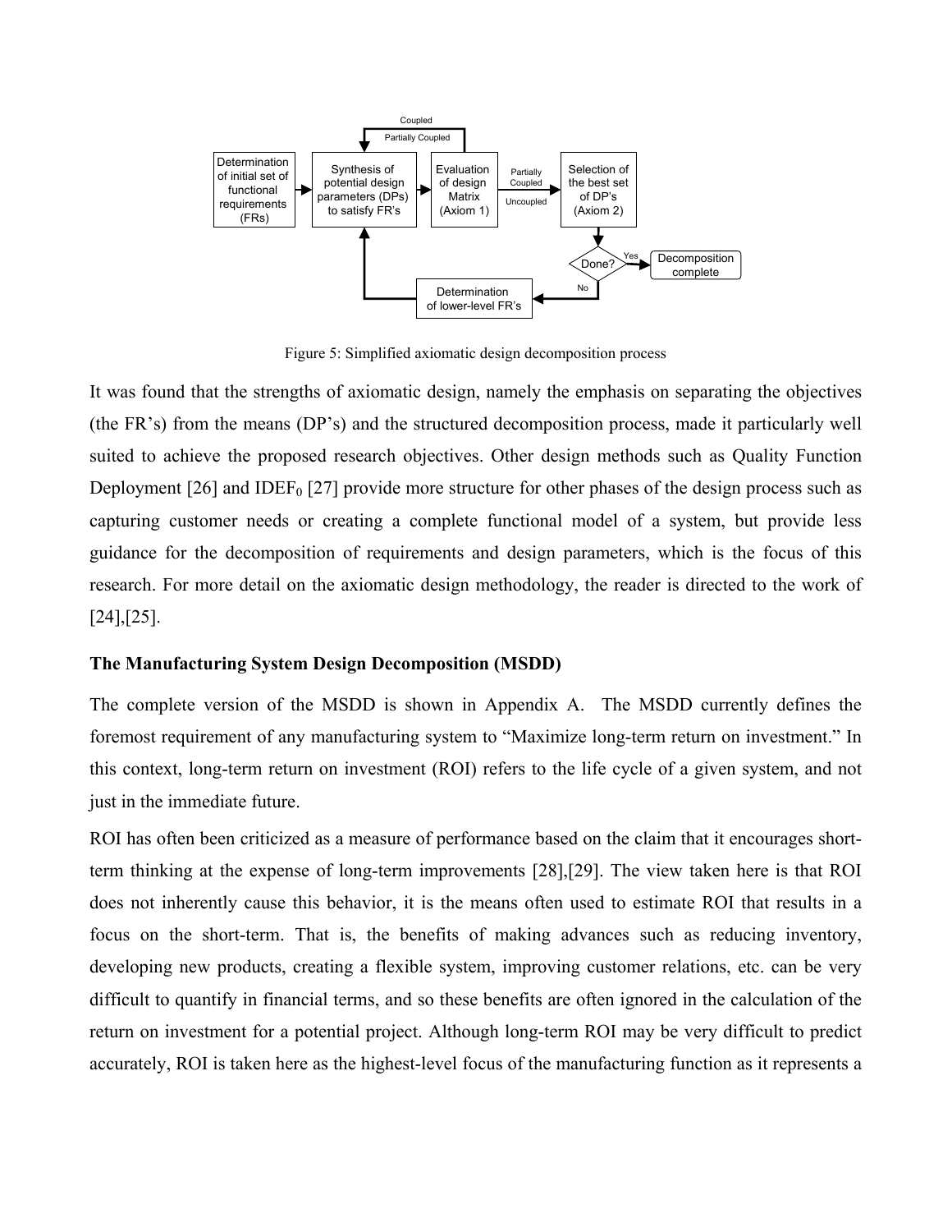Figure 5: Simplified axiomatic design decomposition process

It was found that the strengths of axiomatic design, namely the emphasis on separating the objectives (the FR's) from the means (DP's) and the structured decomposition process, made it particularly well suited to achieve the proposed research objectives. Other design methods such as Quality Function Deployment [26] and IDEF$_0$ [27] provide more structure for other phases of the design process such as capturing customer needs or creating a complete functional model of a system, but provide less guidance for the decomposition of requirements and design parameters, which is the focus of this research. For more detail on the axiomatic design methodology, the reader is directed to the work of [24],[25].

**The Manufacturing System Design Decomposition (MSDD)**

The complete version of the MSDD is shown in Appendix A. The MSDD currently defines the foremost requirement of any manufacturing system to "Maximize long-term return on investment." In this context, long-term return on investment (ROI) refers to the life cycle of a given system, and not just in the immediate future.

ROI has often been criticized as a measure of performance based on the claim that it encourages short-term thinking at the expense of long-term improvements [28],[29]. The view taken here is that ROI does not inherently cause this behavior, it is the means often used to estimate ROI that results in a focus on the short-term. That is, the benefits of making advances such as reducing inventory, developing new products, creating a flexible system, improving customer relations, etc. can be very difficult to quantify in financial terms, and so these benefits are often ignored in the calculation of the return on investment for a potential project. Although long-term ROI may be very difficult to predict accurately, ROI is taken here as the highest-level focus of the manufacturing function as it represents a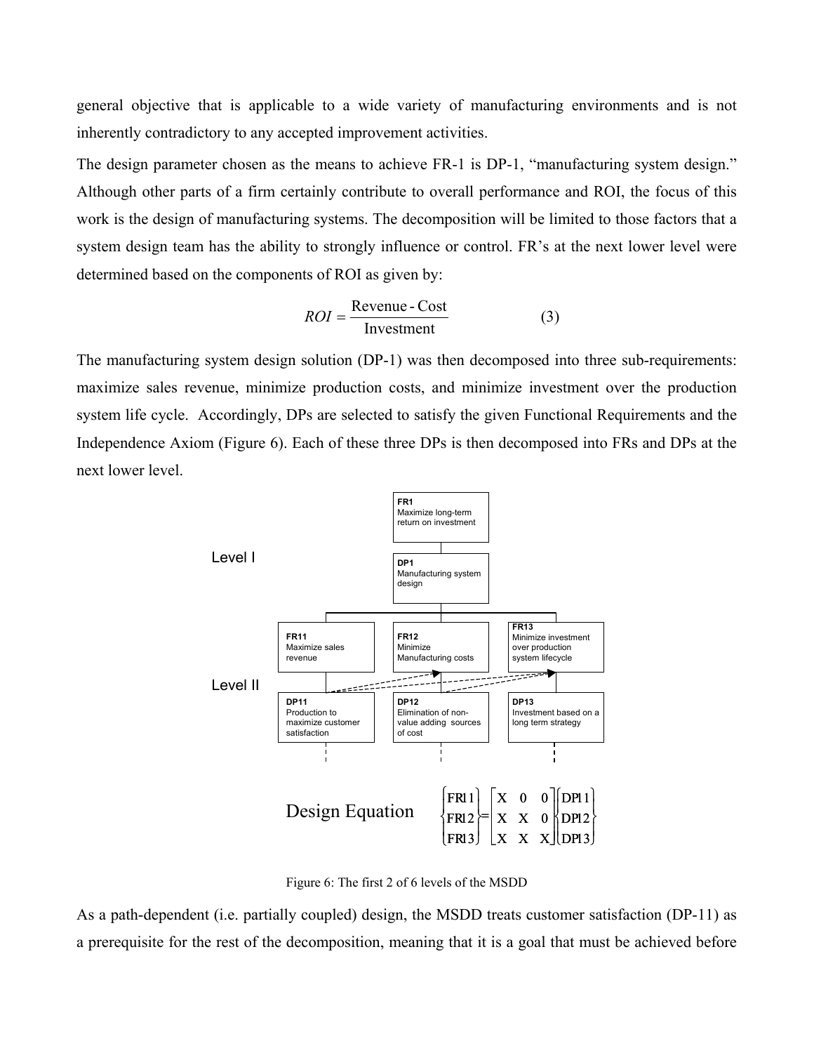general objective that is applicable to a wide variety of manufacturing environments and is not inherently contradictory to any accepted improvement activities.

The design parameter chosen as the means to achieve FR-1 is DP-1, "manufacturing system design." Although other parts of a firm certainly contribute to overall performance and ROI, the focus of this work is the design of manufacturing systems. The decomposition will be limited to those factors that a system design team has the ability to strongly influence or control. FR's at the next lower level were determined based on the components of ROI as given by:

$$ROI = \frac{\text{Revenue - Cost}}{\text{Investment}} \qquad (3)$$

The manufacturing system design solution (DP-1) was then decomposed into three sub-requirements: maximize sales revenue, minimize production costs, and minimize investment over the production system life cycle. Accordingly, DPs are selected to satisfy the given Functional Requirements and the Independence Axiom (Figure 6). Each of these three DPs is then decomposed into FRs and DPs at the next lower level.

Level I

**FR1** Maximize long-term return on investment

**DP1** Manufacturing system design

Level II

**FR11** Maximize sales revenue

**FR12** Minimize Manufacturing costs

**FR13** Minimize investment over production system lifecycle

**DP11** Production to maximize customer satisfaction

**DP12** Elimination of non-value adding sources of cost

**DP13** Investment based on a long term strategy

Design Equation

$$\begin{Bmatrix} FR11 \\ FR12 \\ FR13 \end{Bmatrix} = \begin{bmatrix} X & 0 & 0 \\ X & X & 0 \\ X & X & X \end{bmatrix} \begin{Bmatrix} DP11 \\ DP12 \\ DP13 \end{Bmatrix}$$

Figure 6: The first 2 of 6 levels of the MSDD

As a path-dependent (i.e. partially coupled) design, the MSDD treats customer satisfaction (DP-11) as a prerequisite for the rest of the decomposition, meaning that it is a goal that must be achieved before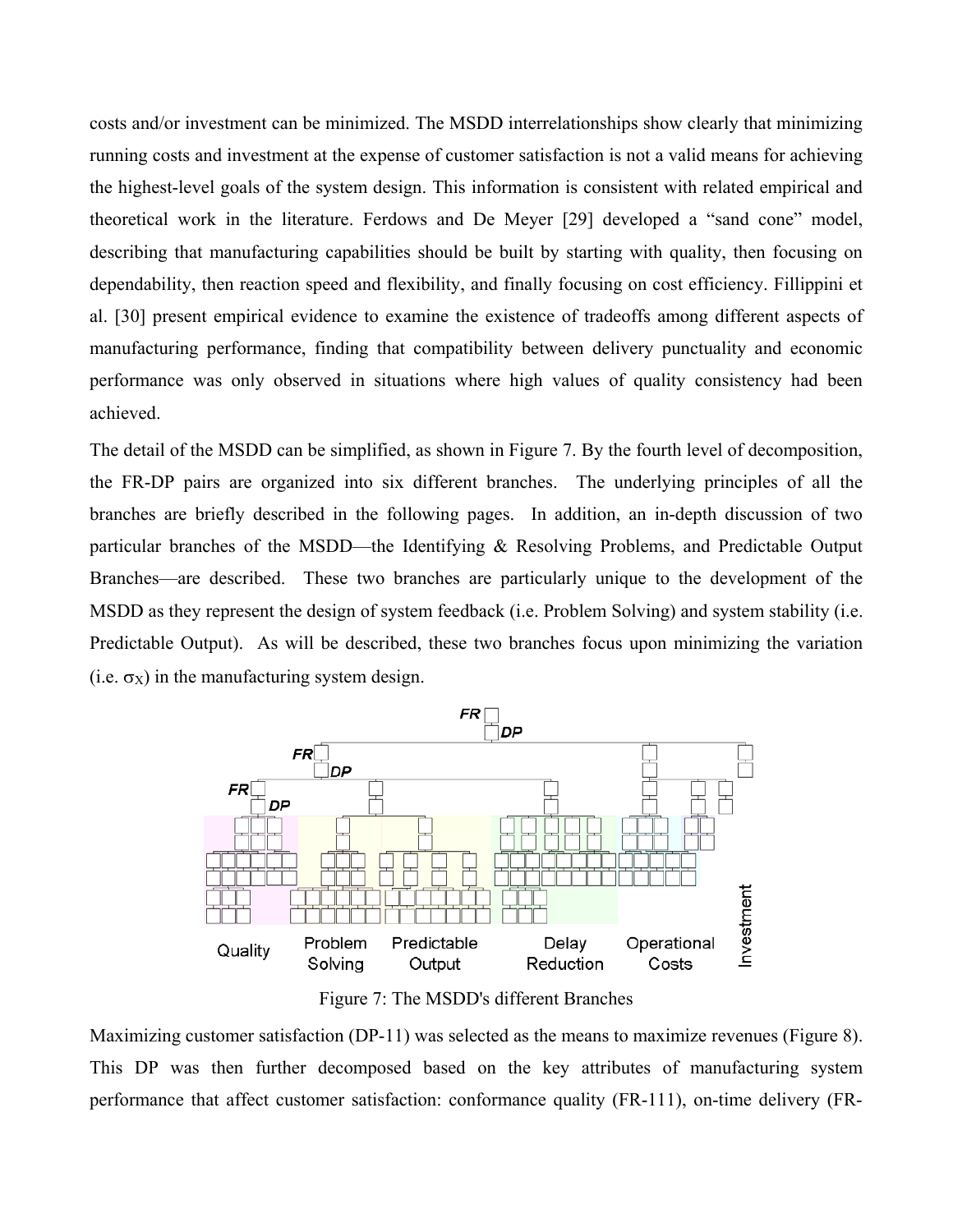costs and/or investment can be minimized. The MSDD interrelationships show clearly that minimizing running costs and investment at the expense of customer satisfaction is not a valid means for achieving the highest-level goals of the system design. This information is consistent with related empirical and theoretical work in the literature. Ferdows and De Meyer [29] developed a "sand cone" model, describing that manufacturing capabilities should be built by starting with quality, then focusing on dependability, then reaction speed and flexibility, and finally focusing on cost efficiency. Fillippini et al. [30] present empirical evidence to examine the existence of tradeoffs among different aspects of manufacturing performance, finding that compatibility between delivery punctuality and economic performance was only observed in situations where high values of quality consistency had been achieved.

The detail of the MSDD can be simplified, as shown in Figure 7. By the fourth level of decomposition, the FR-DP pairs are organized into six different branches. The underlying principles of all the branches are briefly described in the following pages. In addition, an in-depth discussion of two particular branches of the MSDD—the Identifying & Resolving Problems, and Predictable Output Branches—are described. These two branches are particularly unique to the development of the MSDD as they represent the design of system feedback (i.e. Problem Solving) and system stability (i.e. Predictable Output). As will be described, these two branches focus upon minimizing the variation (i.e. $\sigma_X$) in the manufacturing system design.

Figure 7: The MSDD's different Branches

Maximizing customer satisfaction (DP-11) was selected as the means to maximize revenues (Figure 8). This DP was then further decomposed based on the key attributes of manufacturing system performance that affect customer satisfaction: conformance quality (FR-111), on-time delivery (FR-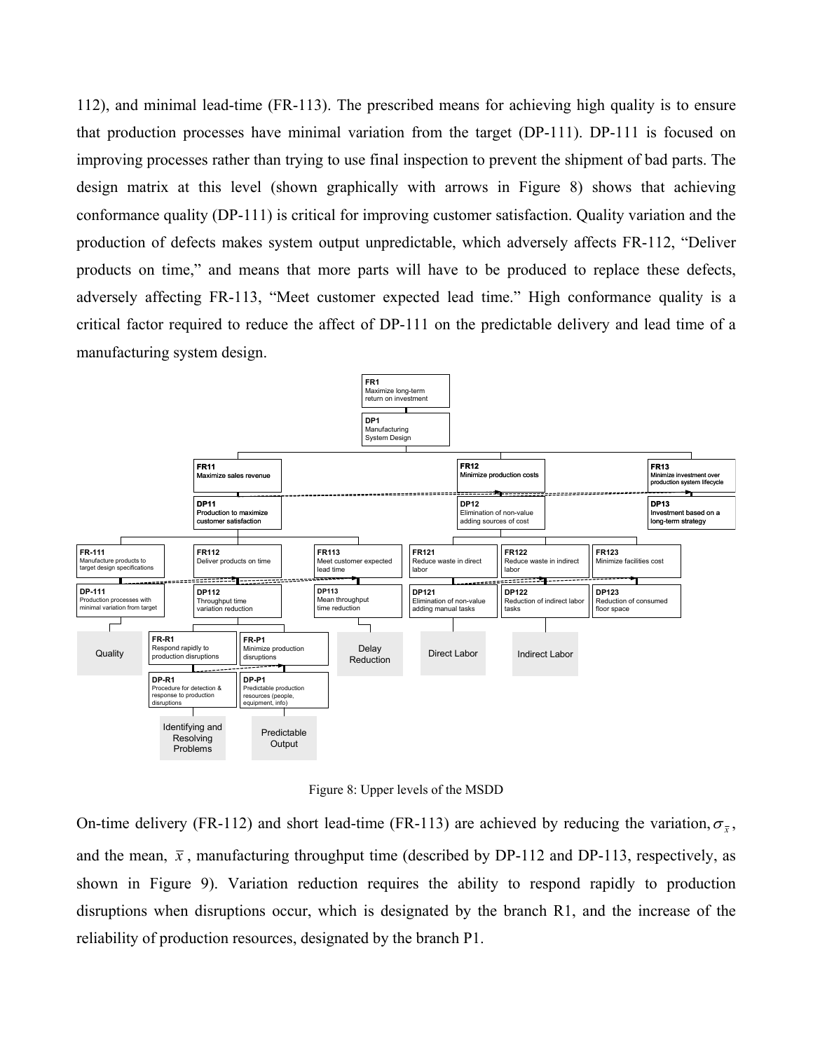112), and minimal lead-time (FR-113). The prescribed means for achieving high quality is to ensure that production processes have minimal variation from the target (DP-111). DP-111 is focused on improving processes rather than trying to use final inspection to prevent the shipment of bad parts. The design matrix at this level (shown graphically with arrows in Figure 8) shows that achieving conformance quality (DP-111) is critical for improving customer satisfaction. Quality variation and the production of defects makes system output unpredictable, which adversely affects FR-112, "Deliver products on time," and means that more parts will have to be produced to replace these defects, adversely affecting FR-113, "Meet customer expected lead time." High conformance quality is a critical factor required to reduce the affect of DP-111 on the predictable delivery and lead time of a manufacturing system design.

Figure 8: Upper levels of the MSDD

On-time delivery (FR-112) and short lead-time (FR-113) are achieved by reducing the variation, $\sigma_{\bar{x}}$, and the mean, $\bar{x}$, manufacturing throughput time (described by DP-112 and DP-113, respectively, as shown in Figure 9). Variation reduction requires the ability to respond rapidly to production disruptions when disruptions occur, which is designated by the branch R1, and the increase of the reliability of production resources, designated by the branch P1.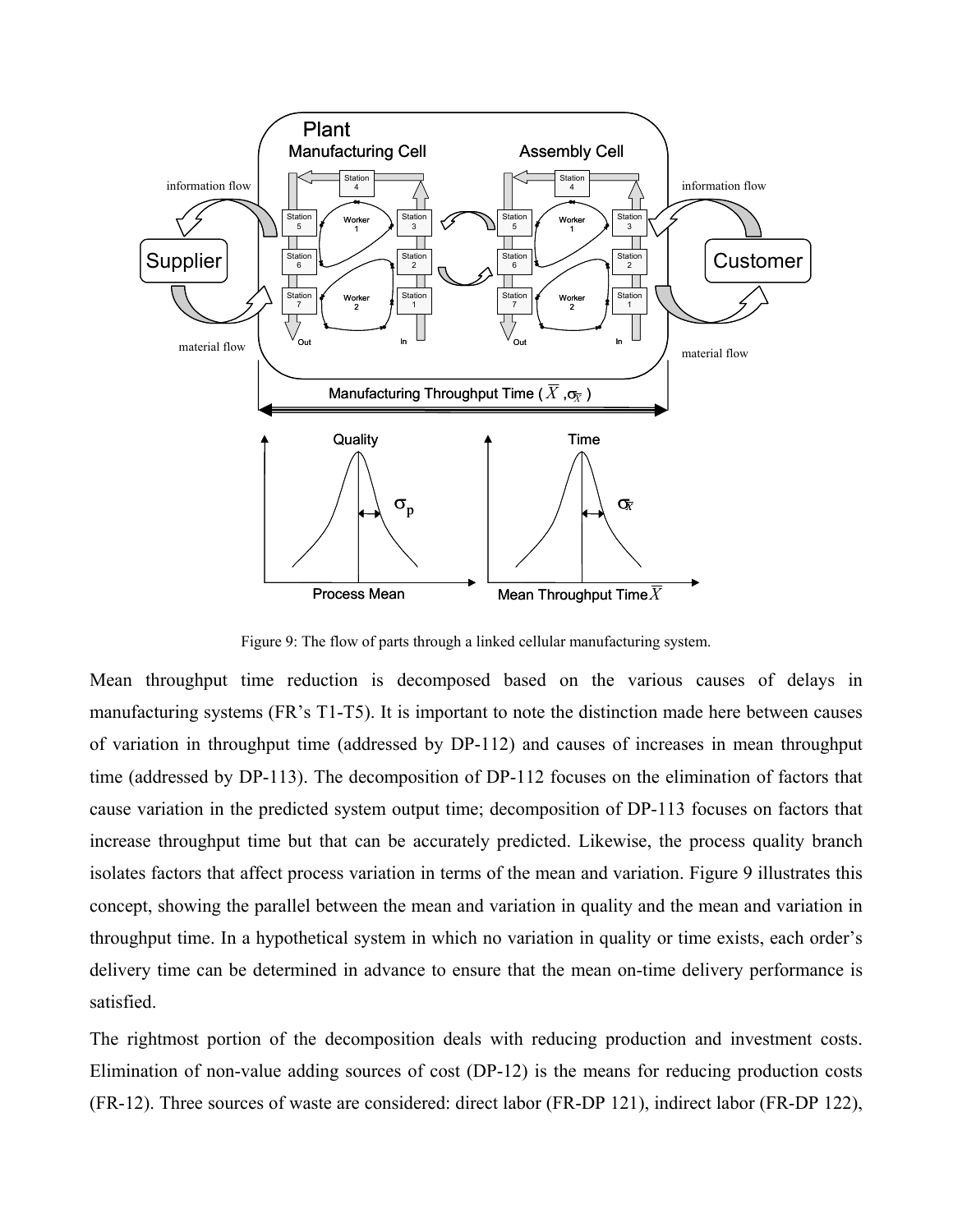Figure 9: The flow of parts through a linked cellular manufacturing system.

Mean throughput time reduction is decomposed based on the various causes of delays in manufacturing systems (FR's T1-T5). It is important to note the distinction made here between causes of variation in throughput time (addressed by DP-112) and causes of increases in mean throughput time (addressed by DP-113). The decomposition of DP-112 focuses on the elimination of factors that cause variation in the predicted system output time; decomposition of DP-113 focuses on factors that increase throughput time but that can be accurately predicted. Likewise, the process quality branch isolates factors that affect process variation in terms of the mean and variation. Figure 9 illustrates this concept, showing the parallel between the mean and variation in quality and the mean and variation in throughput time. In a hypothetical system in which no variation in quality or time exists, each order's delivery time can be determined in advance to ensure that the mean on-time delivery performance is satisfied.

The rightmost portion of the decomposition deals with reducing production and investment costs. Elimination of non-value adding sources of cost (DP-12) is the means for reducing production costs (FR-12). Three sources of waste are considered: direct labor (FR-DP 121), indirect labor (FR-DP 122),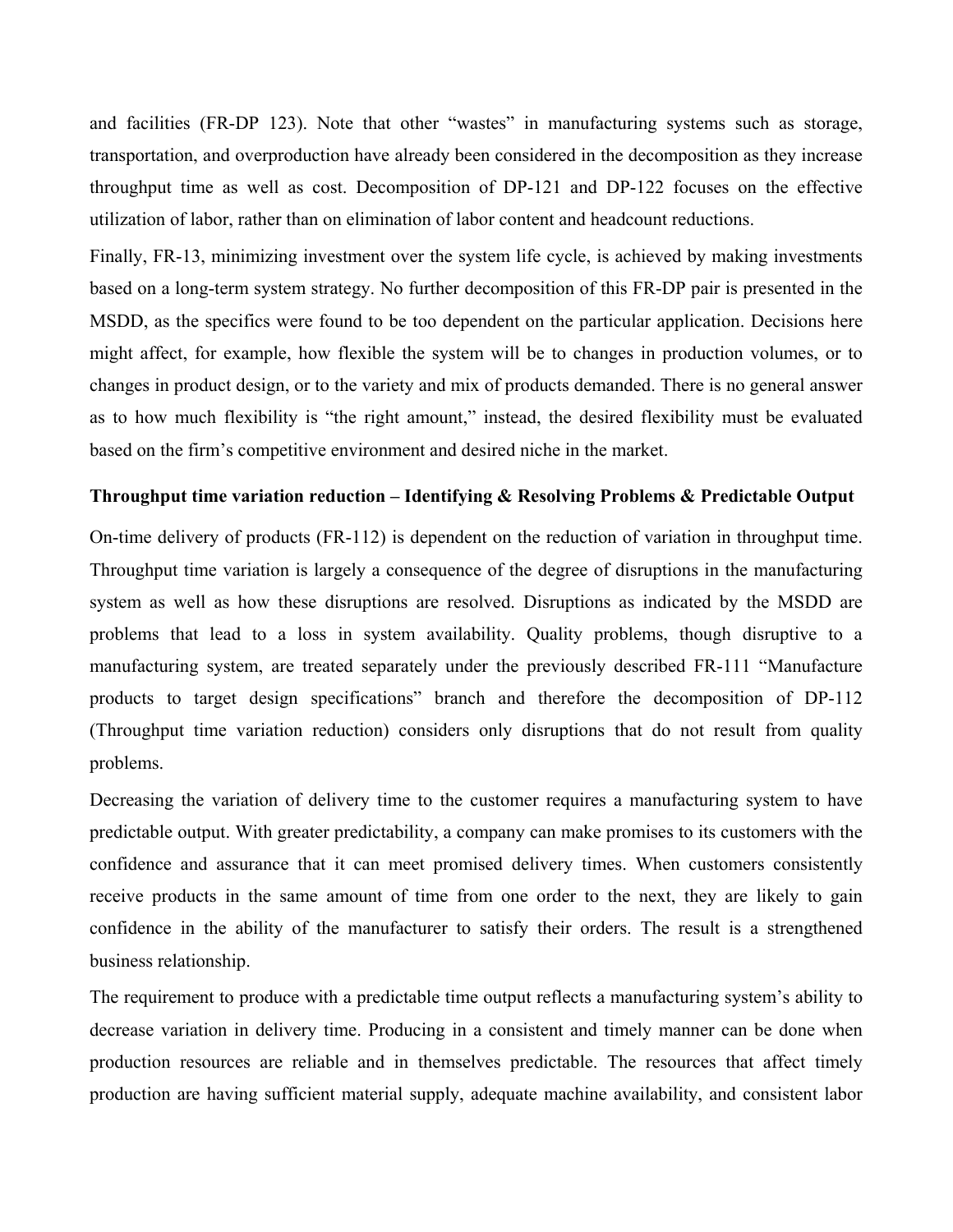and facilities (FR-DP 123). Note that other "wastes" in manufacturing systems such as storage, transportation, and overproduction have already been considered in the decomposition as they increase throughput time as well as cost. Decomposition of DP-121 and DP-122 focuses on the effective utilization of labor, rather than on elimination of labor content and headcount reductions.

Finally, FR-13, minimizing investment over the system life cycle, is achieved by making investments based on a long-term system strategy. No further decomposition of this FR-DP pair is presented in the MSDD, as the specifics were found to be too dependent on the particular application. Decisions here might affect, for example, how flexible the system will be to changes in production volumes, or to changes in product design, or to the variety and mix of products demanded. There is no general answer as to how much flexibility is "the right amount," instead, the desired flexibility must be evaluated based on the firm's competitive environment and desired niche in the market.

**Throughput time variation reduction – Identifying & Resolving Problems & Predictable Output**

On-time delivery of products (FR-112) is dependent on the reduction of variation in throughput time. Throughput time variation is largely a consequence of the degree of disruptions in the manufacturing system as well as how these disruptions are resolved. Disruptions as indicated by the MSDD are problems that lead to a loss in system availability. Quality problems, though disruptive to a manufacturing system, are treated separately under the previously described FR-111 "Manufacture products to target design specifications" branch and therefore the decomposition of DP-112 (Throughput time variation reduction) considers only disruptions that do not result from quality problems.

Decreasing the variation of delivery time to the customer requires a manufacturing system to have predictable output. With greater predictability, a company can make promises to its customers with the confidence and assurance that it can meet promised delivery times. When customers consistently receive products in the same amount of time from one order to the next, they are likely to gain confidence in the ability of the manufacturer to satisfy their orders. The result is a strengthened business relationship.

The requirement to produce with a predictable time output reflects a manufacturing system's ability to decrease variation in delivery time. Producing in a consistent and timely manner can be done when production resources are reliable and in themselves predictable. The resources that affect timely production are having sufficient material supply, adequate machine availability, and consistent labor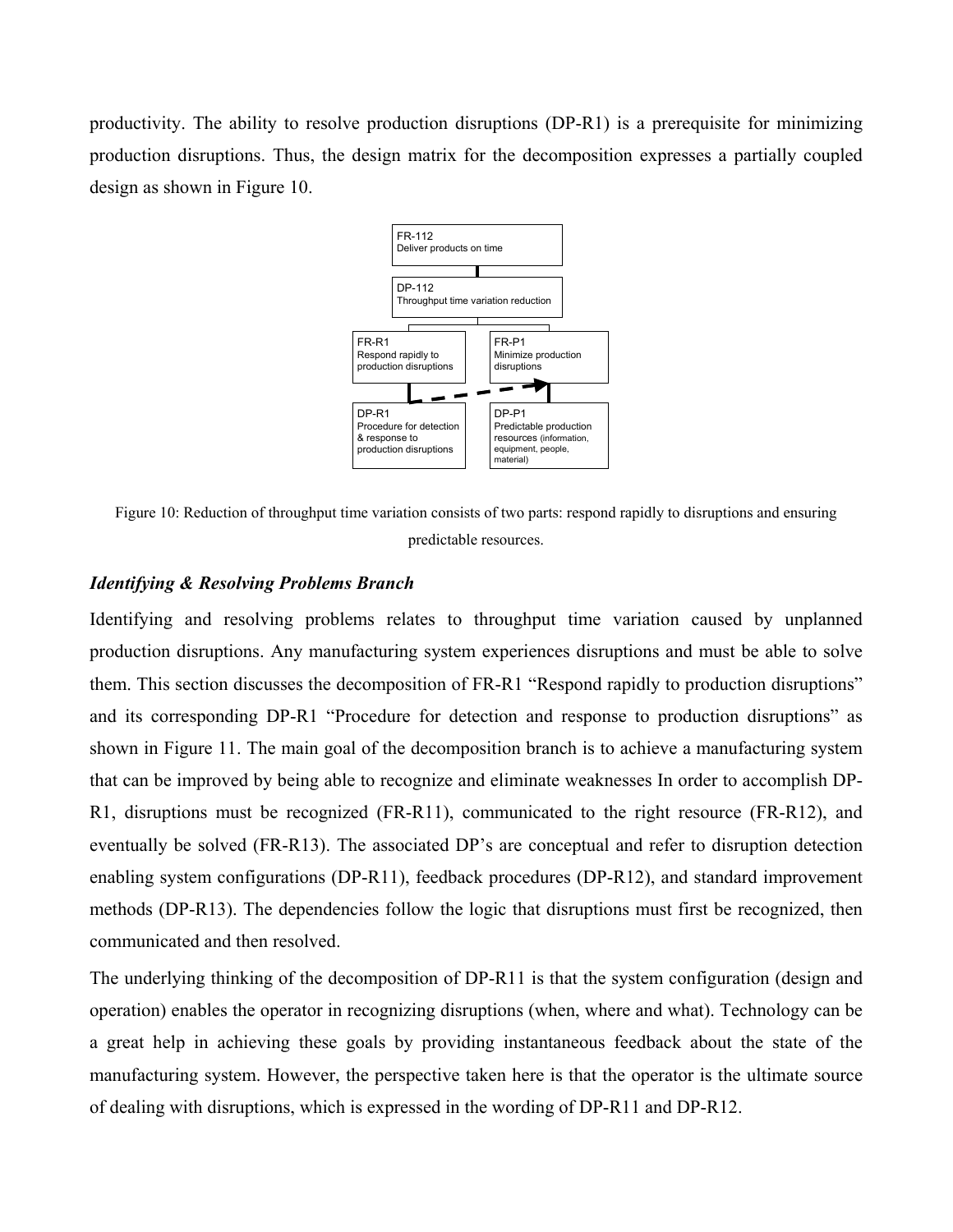productivity. The ability to resolve production disruptions (DP-R1) is a prerequisite for minimizing production disruptions. Thus, the design matrix for the decomposition expresses a partially coupled design as shown in Figure 10.

Figure 10: Reduction of throughput time variation consists of two parts: respond rapidly to disruptions and ensuring predictable resources.

### *Identifying & Resolving Problems Branch*

Identifying and resolving problems relates to throughput time variation caused by unplanned production disruptions. Any manufacturing system experiences disruptions and must be able to solve them. This section discusses the decomposition of FR-R1 "Respond rapidly to production disruptions" and its corresponding DP-R1 "Procedure for detection and response to production disruptions" as shown in Figure 11. The main goal of the decomposition branch is to achieve a manufacturing system that can be improved by being able to recognize and eliminate weaknesses In order to accomplish DP-R1, disruptions must be recognized (FR-R11), communicated to the right resource (FR-R12), and eventually be solved (FR-R13). The associated DP's are conceptual and refer to disruption detection enabling system configurations (DP-R11), feedback procedures (DP-R12), and standard improvement methods (DP-R13). The dependencies follow the logic that disruptions must first be recognized, then communicated and then resolved.

The underlying thinking of the decomposition of DP-R11 is that the system configuration (design and operation) enables the operator in recognizing disruptions (when, where and what). Technology can be a great help in achieving these goals by providing instantaneous feedback about the state of the manufacturing system. However, the perspective taken here is that the operator is the ultimate source of dealing with disruptions, which is expressed in the wording of DP-R11 and DP-R12.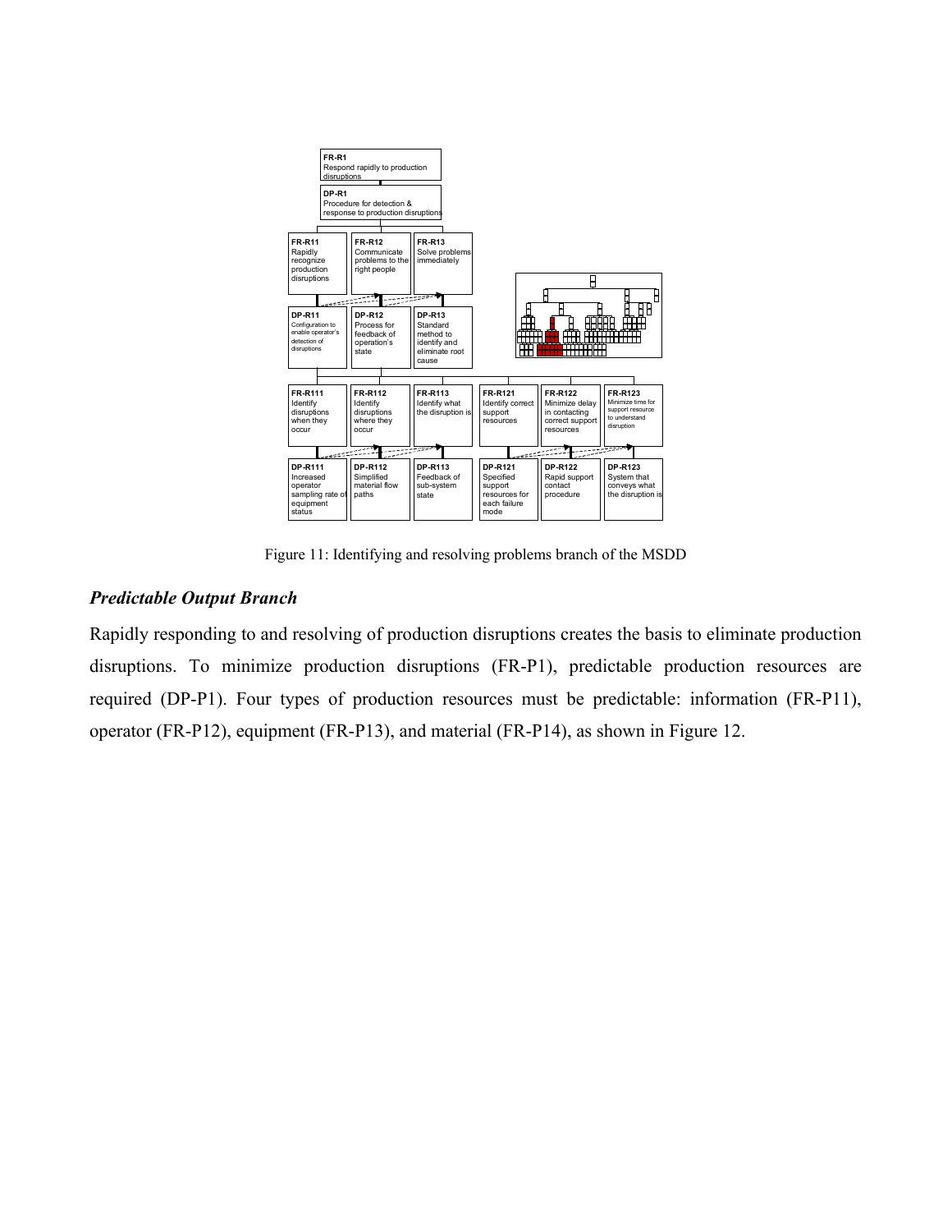FR-R1
Respond rapidly to production disruptions

DP-R1
Procedure for detection & response to production disruptions

FR-R11
Rapidly recognize production disruptions

FR-R12
Communicate problems to the right people

FR-R13
Solve problems immediately

DP-R11
Configuration to enable operator's detection of disruptions

DP-R12
Process for feedback of operation's state

DP-R13
Standard method to identify and eliminate root cause

FR-R111
Identify disruptions when they occur

FR-R112
Identify disruptions where they occur

FR-R113
Identify what the disruption is

FR-R121
Identify correct support resources

FR-R122
Minimize delay in contacting correct support resources

FR-R123
Minimize time for support resource to understand disruption

DP-R111
Increased operator sampling rate of equipment status

DP-R112
Simplified material flow paths

DP-R113
Feedback of sub-system state

DP-R121
Specified support resources for each failure mode

DP-R122
Rapid support contact procedure

DP-R123
System that conveys what the disruption is

Figure 11: Identifying and resolving problems branch of the MSDD

### *Predictable Output Branch*

Rapidly responding to and resolving of production disruptions creates the basis to eliminate production disruptions. To minimize production disruptions (FR-P1), predictable production resources are required (DP-P1). Four types of production resources must be predictable: information (FR-P11), operator (FR-P12), equipment (FR-P13), and material (FR-P14), as shown in Figure 12.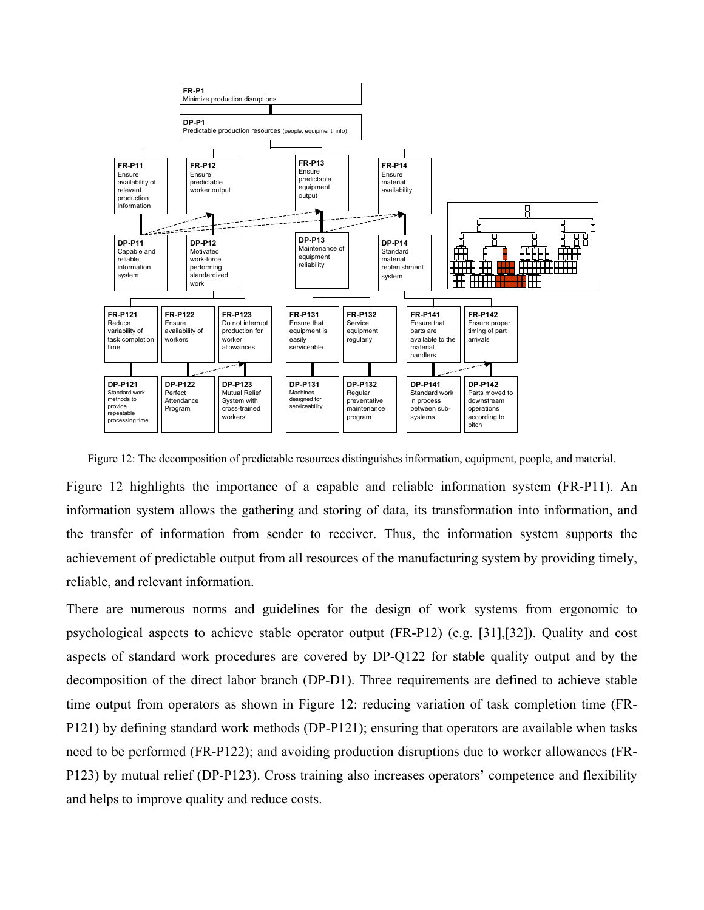| FR/DP | Description |
|---|---|
| FR-P1 | Minimize production disruptions |
| DP-P1 | Predictable production resources (people, equipment, info) |
| FR-P11 | Ensure availability of relevant production information |
| DP-P11 | Capable and reliable information system |
| FR-P12 | Ensure predictable worker output |
| DP-P12 | Motivated work-force performing standardized work |
| FR-P13 | Ensure predictable equipment output |
| DP-P13 | Maintenance of equipment reliability |
| FR-P14 | Ensure material availability |
| DP-P14 | Standard material replenishment system |
| FR-P121 | Reduce variability of task completion time |
| DP-P121 | Standard work methods to provide repeatable processing time |
| FR-P122 | Ensure availability of workers |
| DP-P122 | Perfect Attendance Program |
| FR-P123 | Do not interrupt production for worker allowances |
| DP-P123 | Mutual Relief System with cross-trained workers |
| FR-P131 | Ensure that equipment is easily serviceable |
| DP-P131 | Machines designed for serviceability |
| FR-P132 | Service equipment regularly |
| DP-P132 | Regular preventative maintenance program |
| FR-P141 | Ensure that parts are available to the material handlers |
| DP-P141 | Standard work in process between sub-systems |
| FR-P142 | Ensure proper timing of part arrivals |
| DP-P142 | Parts moved to downstream operations according to pitch |

Figure 12: The decomposition of predictable resources distinguishes information, equipment, people, and material.

Figure 12 highlights the importance of a capable and reliable information system (FR-P11). An information system allows the gathering and storing of data, its transformation into information, and the transfer of information from sender to receiver. Thus, the information system supports the achievement of predictable output from all resources of the manufacturing system by providing timely, reliable, and relevant information.

There are numerous norms and guidelines for the design of work systems from ergonomic to psychological aspects to achieve stable operator output (FR-P12) (e.g. [31],[32]). Quality and cost aspects of standard work procedures are covered by DP-Q122 for stable quality output and by the decomposition of the direct labor branch (DP-D1). Three requirements are defined to achieve stable time output from operators as shown in Figure 12: reducing variation of task completion time (FR-P121) by defining standard work methods (DP-P121); ensuring that operators are available when tasks need to be performed (FR-P122); and avoiding production disruptions due to worker allowances (FR-P123) by mutual relief (DP-P123). Cross training also increases operators' competence and flexibility and helps to improve quality and reduce costs.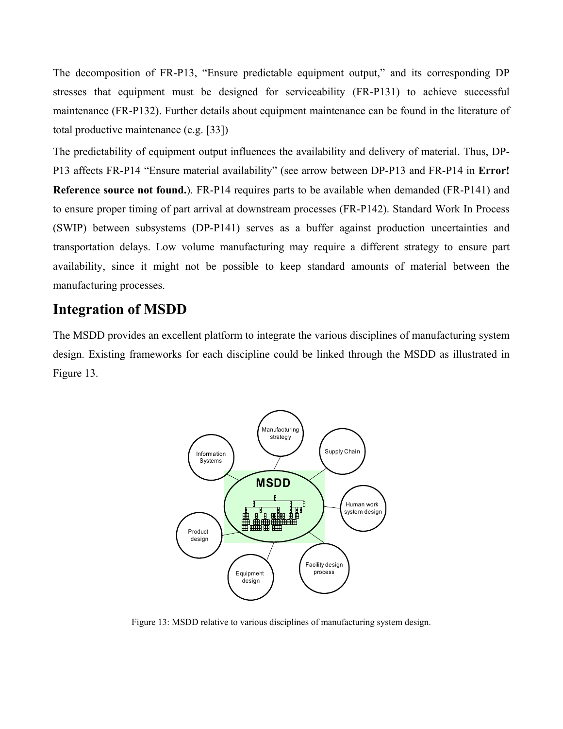The decomposition of FR-P13, "Ensure predictable equipment output," and its corresponding DP stresses that equipment must be designed for serviceability (FR-P131) to achieve successful maintenance (FR-P132). Further details about equipment maintenance can be found in the literature of total productive maintenance (e.g. [33])

The predictability of equipment output influences the availability and delivery of material. Thus, DP-P13 affects FR-P14 "Ensure material availability" (see arrow between DP-P13 and FR-P14 in **Error! Reference source not found.**). FR-P14 requires parts to be available when demanded (FR-P141) and to ensure proper timing of part arrival at downstream processes (FR-P142). Standard Work In Process (SWIP) between subsystems (DP-P141) serves as a buffer against production uncertainties and transportation delays. Low volume manufacturing may require a different strategy to ensure part availability, since it might not be possible to keep standard amounts of material between the manufacturing processes.

## Integration of MSDD

The MSDD provides an excellent platform to integrate the various disciplines of manufacturing system design. Existing frameworks for each discipline could be linked through the MSDD as illustrated in Figure 13.

Figure 13: MSDD relative to various disciplines of manufacturing system design.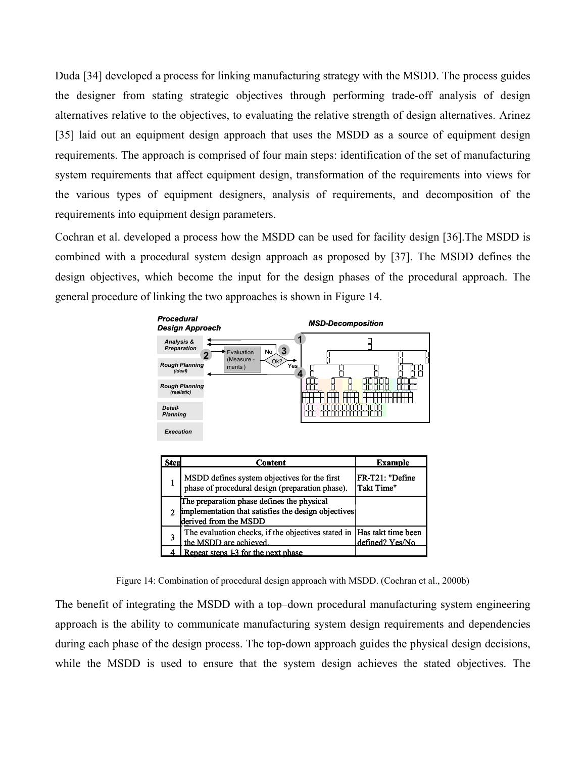Duda [34] developed a process for linking manufacturing strategy with the MSDD. The process guides the designer from stating strategic objectives through performing trade-off analysis of design alternatives relative to the objectives, to evaluating the relative strength of design alternatives. Arinez [35] laid out an equipment design approach that uses the MSDD as a source of equipment design requirements. The approach is comprised of four main steps: identification of the set of manufacturing system requirements that affect equipment design, transformation of the requirements into views for the various types of equipment designers, analysis of requirements, and decomposition of the requirements into equipment design parameters.

Cochran et al. developed a process how the MSDD can be used for facility design [36].The MSDD is combined with a procedural system design approach as proposed by [37]. The MSDD defines the design objectives, which become the input for the design phases of the procedural approach. The general procedure of linking the two approaches is shown in Figure 14.

| Step | Content | Example |
|---|---|---|
| 1 | MSDD defines system objectives for the first phase of procedural design (preparation phase). | FR-T21: "Define Takt Time" |
| 2 | The preparation phase defines the physical implementation that satisfies the design objectives derived from the MSDD | |
| 3 | The evaluation checks, if the objectives stated in the MSDD are achieved. | Has takt time been defined? Yes/No |
| 4 | Repeat steps 1-3 for the next phase | |

Figure 14: Combination of procedural design approach with MSDD. (Cochran et al., 2000b)

The benefit of integrating the MSDD with a top–down procedural manufacturing system engineering approach is the ability to communicate manufacturing system design requirements and dependencies during each phase of the design process. The top-down approach guides the physical design decisions, while the MSDD is used to ensure that the system design achieves the stated objectives. The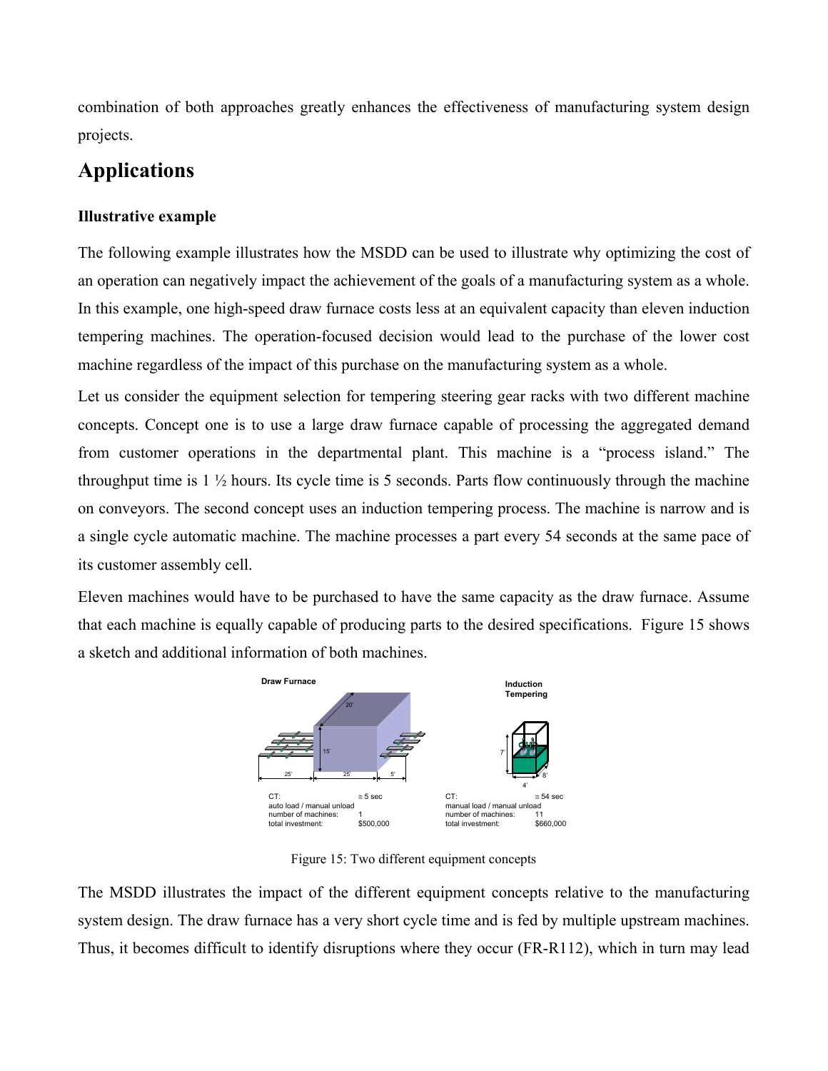combination of both approaches greatly enhances the effectiveness of manufacturing system design projects.

## Applications

### Illustrative example

The following example illustrates how the MSDD can be used to illustrate why optimizing the cost of an operation can negatively impact the achievement of the goals of a manufacturing system as a whole. In this example, one high-speed draw furnace costs less at an equivalent capacity than eleven induction tempering machines. The operation-focused decision would lead to the purchase of the lower cost machine regardless of the impact of this purchase on the manufacturing system as a whole.

Let us consider the equipment selection for tempering steering gear racks with two different machine concepts. Concept one is to use a large draw furnace capable of processing the aggregated demand from customer operations in the departmental plant. This machine is a "process island." The throughput time is 1 ½ hours. Its cycle time is 5 seconds. Parts flow continuously through the machine on conveyors. The second concept uses an induction tempering process. The machine is narrow and is a single cycle automatic machine. The machine processes a part every 54 seconds at the same pace of its customer assembly cell.

Eleven machines would have to be purchased to have the same capacity as the draw furnace. Assume that each machine is equally capable of producing parts to the desired specifications. Figure 15 shows a sketch and additional information of both machines.

| Draw Furnace | | Induction Tempering | |
|---|---|---|---|
| CT: | ≅ 5 sec | CT: | ≅ 54 sec |
| auto load / manual unload | | manual load / manual unload | |
| number of machines: | 1 | number of machines: | 11 |
| total investment: | $500,000 | total investment: | $660,000 |

Figure 15: Two different equipment concepts

The MSDD illustrates the impact of the different equipment concepts relative to the manufacturing system design. The draw furnace has a very short cycle time and is fed by multiple upstream machines. Thus, it becomes difficult to identify disruptions where they occur (FR-R112), which in turn may lead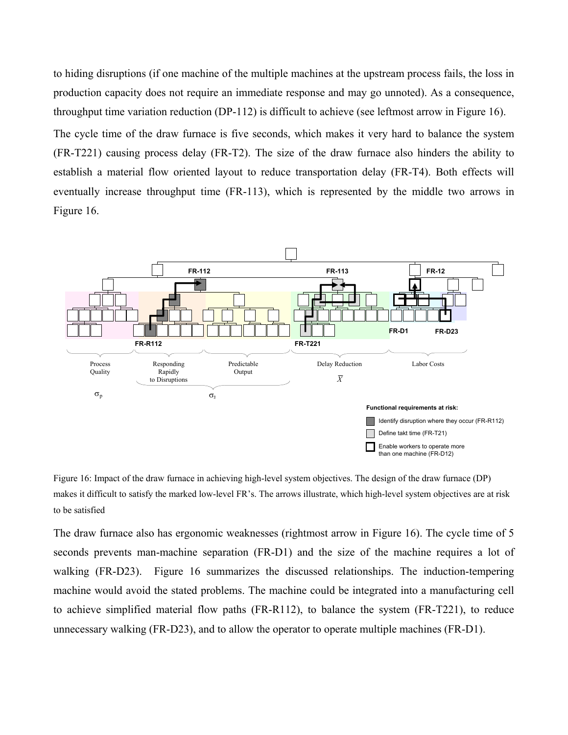to hiding disruptions (if one machine of the multiple machines at the upstream process fails, the loss in production capacity does not require an immediate response and may go unnoted). As a consequence, throughput time variation reduction (DP-112) is difficult to achieve (see leftmost arrow in Figure 16).

The cycle time of the draw furnace is five seconds, which makes it very hard to balance the system (FR-T221) causing process delay (FR-T2). The size of the draw furnace also hinders the ability to establish a material flow oriented layout to reduce transportation delay (FR-T4). Both effects will eventually increase throughput time (FR-113), which is represented by the middle two arrows in Figure 16.

Figure 16: Impact of the draw furnace in achieving high-level system objectives. The design of the draw furnace (DP) makes it difficult to satisfy the marked low-level FR's. The arrows illustrate, which high-level system objectives are at risk to be satisfied

The draw furnace also has ergonomic weaknesses (rightmost arrow in Figure 16). The cycle time of 5 seconds prevents man-machine separation (FR-D1) and the size of the machine requires a lot of walking (FR-D23). Figure 16 summarizes the discussed relationships. The induction-tempering machine would avoid the stated problems. The machine could be integrated into a manufacturing cell to achieve simplified material flow paths (FR-R112), to balance the system (FR-T221), to reduce unnecessary walking (FR-D23), and to allow the operator to operate multiple machines (FR-D1).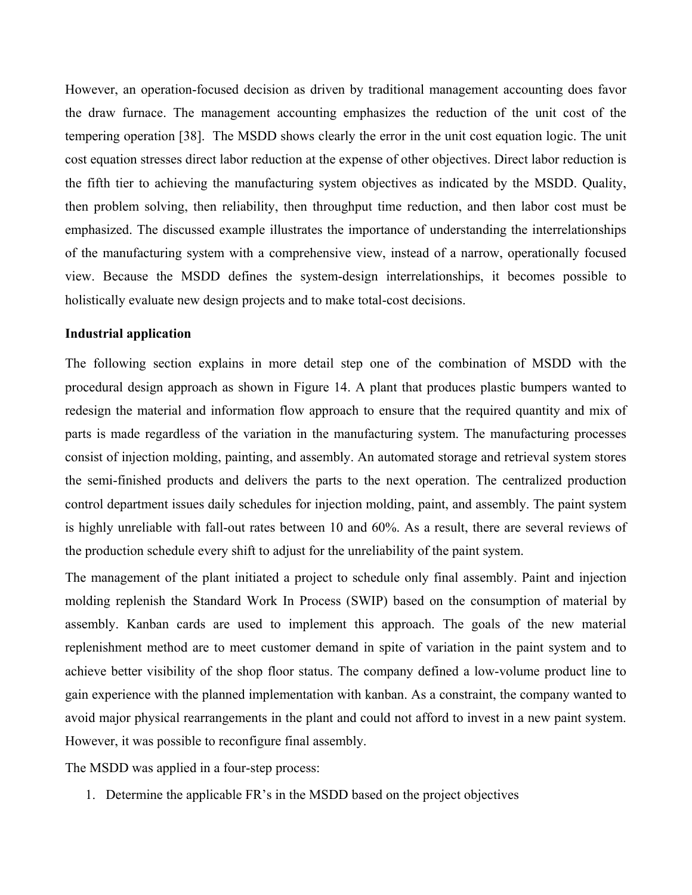However, an operation-focused decision as driven by traditional management accounting does favor the draw furnace. The management accounting emphasizes the reduction of the unit cost of the tempering operation [38]. The MSDD shows clearly the error in the unit cost equation logic. The unit cost equation stresses direct labor reduction at the expense of other objectives. Direct labor reduction is the fifth tier to achieving the manufacturing system objectives as indicated by the MSDD. Quality, then problem solving, then reliability, then throughput time reduction, and then labor cost must be emphasized. The discussed example illustrates the importance of understanding the interrelationships of the manufacturing system with a comprehensive view, instead of a narrow, operationally focused view. Because the MSDD defines the system-design interrelationships, it becomes possible to holistically evaluate new design projects and to make total-cost decisions.

**Industrial application**

The following section explains in more detail step one of the combination of MSDD with the procedural design approach as shown in Figure 14. A plant that produces plastic bumpers wanted to redesign the material and information flow approach to ensure that the required quantity and mix of parts is made regardless of the variation in the manufacturing system. The manufacturing processes consist of injection molding, painting, and assembly. An automated storage and retrieval system stores the semi-finished products and delivers the parts to the next operation. The centralized production control department issues daily schedules for injection molding, paint, and assembly. The paint system is highly unreliable with fall-out rates between 10 and 60%. As a result, there are several reviews of the production schedule every shift to adjust for the unreliability of the paint system.

The management of the plant initiated a project to schedule only final assembly. Paint and injection molding replenish the Standard Work In Process (SWIP) based on the consumption of material by assembly. Kanban cards are used to implement this approach. The goals of the new material replenishment method are to meet customer demand in spite of variation in the paint system and to achieve better visibility of the shop floor status. The company defined a low-volume product line to gain experience with the planned implementation with kanban. As a constraint, the company wanted to avoid major physical rearrangements in the plant and could not afford to invest in a new paint system. However, it was possible to reconfigure final assembly.

The MSDD was applied in a four-step process:

1. Determine the applicable FR's in the MSDD based on the project objectives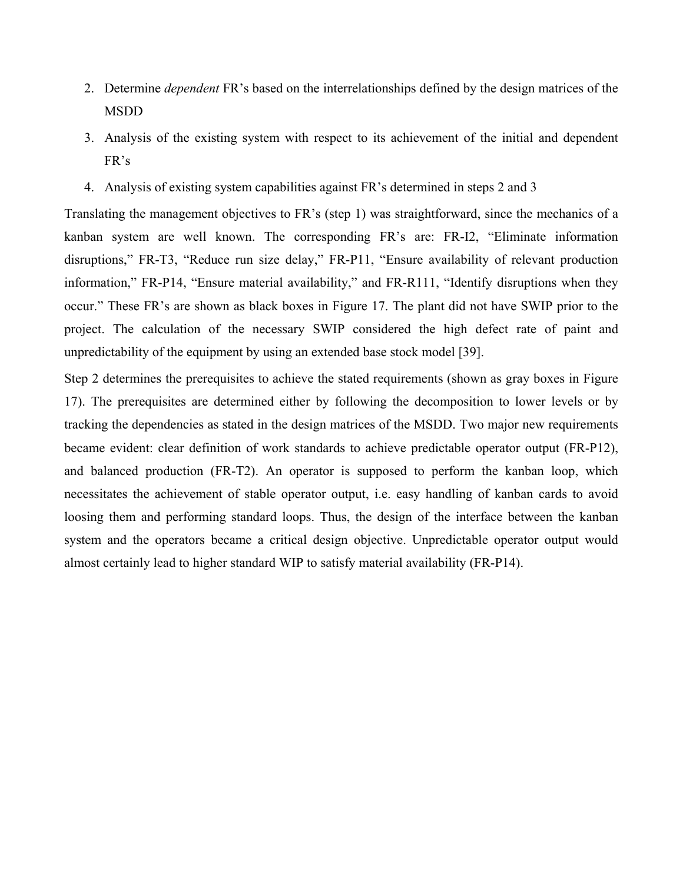2. Determine *dependent* FR's based on the interrelationships defined by the design matrices of the MSDD
3. Analysis of the existing system with respect to its achievement of the initial and dependent FR's
4. Analysis of existing system capabilities against FR's determined in steps 2 and 3

Translating the management objectives to FR's (step 1) was straightforward, since the mechanics of a kanban system are well known. The corresponding FR's are: FR-I2, "Eliminate information disruptions," FR-T3, "Reduce run size delay," FR-P11, "Ensure availability of relevant production information," FR-P14, "Ensure material availability," and FR-R111, "Identify disruptions when they occur." These FR's are shown as black boxes in Figure 17. The plant did not have SWIP prior to the project. The calculation of the necessary SWIP considered the high defect rate of paint and unpredictability of the equipment by using an extended base stock model [39].

Step 2 determines the prerequisites to achieve the stated requirements (shown as gray boxes in Figure 17). The prerequisites are determined either by following the decomposition to lower levels or by tracking the dependencies as stated in the design matrices of the MSDD. Two major new requirements became evident: clear definition of work standards to achieve predictable operator output (FR-P12), and balanced production (FR-T2). An operator is supposed to perform the kanban loop, which necessitates the achievement of stable operator output, i.e. easy handling of kanban cards to avoid loosing them and performing standard loops. Thus, the design of the interface between the kanban system and the operators became a critical design objective. Unpredictable operator output would almost certainly lead to higher standard WIP to satisfy material availability (FR-P14).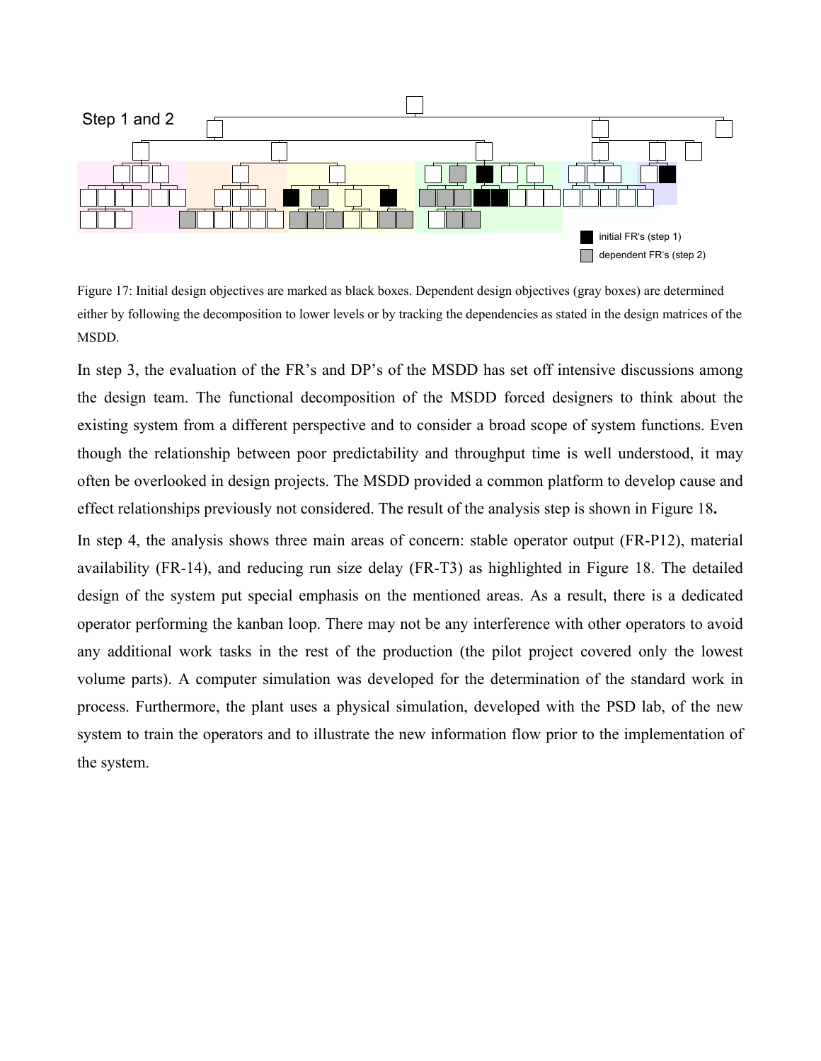Step 1 and 2

initial FR's (step 1)

dependent FR's (step 2)

Figure 17: Initial design objectives are marked as black boxes. Dependent design objectives (gray boxes) are determined either by following the decomposition to lower levels or by tracking the dependencies as stated in the design matrices of the MSDD.

In step 3, the evaluation of the FR's and DP's of the MSDD has set off intensive discussions among the design team. The functional decomposition of the MSDD forced designers to think about the existing system from a different perspective and to consider a broad scope of system functions. Even though the relationship between poor predictability and throughput time is well understood, it may often be overlooked in design projects. The MSDD provided a common platform to develop cause and effect relationships previously not considered. The result of the analysis step is shown in Figure 18**.**

In step 4, the analysis shows three main areas of concern: stable operator output (FR-P12), material availability (FR-14), and reducing run size delay (FR-T3) as highlighted in Figure 18. The detailed design of the system put special emphasis on the mentioned areas. As a result, there is a dedicated operator performing the kanban loop. There may not be any interference with other operators to avoid any additional work tasks in the rest of the production (the pilot project covered only the lowest volume parts). A computer simulation was developed for the determination of the standard work in process. Furthermore, the plant uses a physical simulation, developed with the PSD lab, of the new system to train the operators and to illustrate the new information flow prior to the implementation of the system.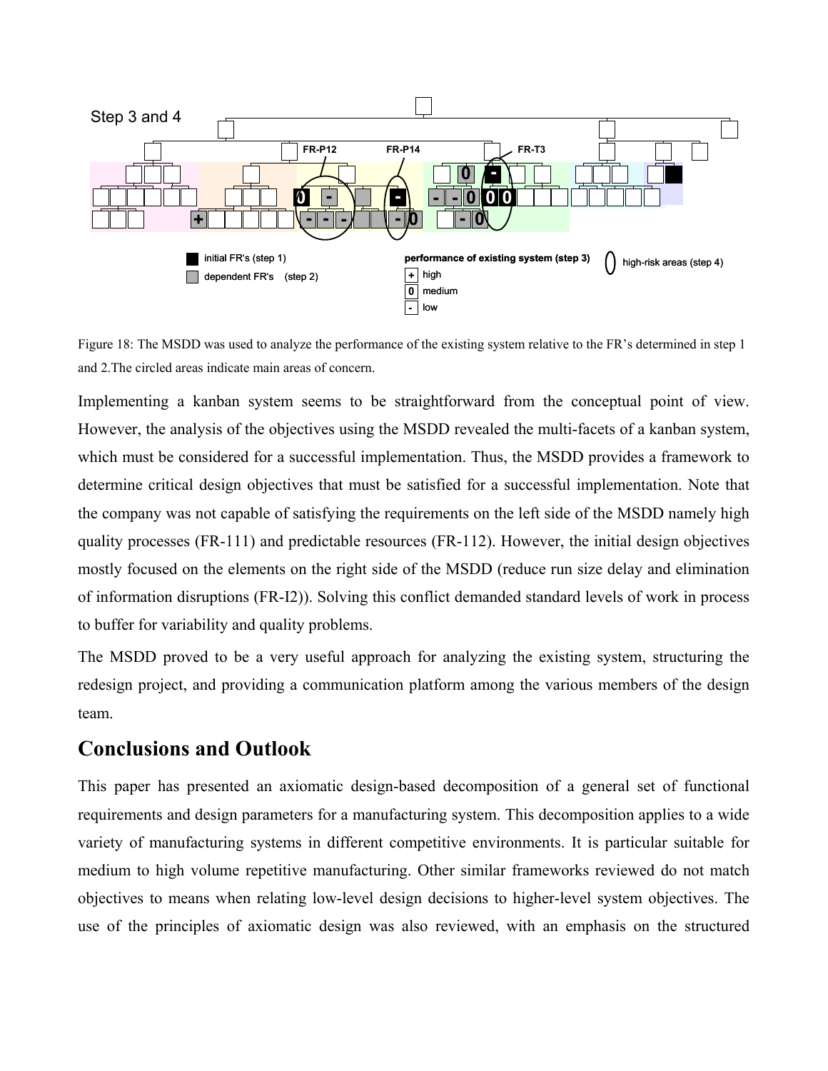Step 3 and 4

FR-P12 FR-P14 FR-T3

initial FR's (step 1)
dependent FR's (step 2)

performance of existing system (step 3)
+ high
0 medium
- low

high-risk areas (step 4)

Figure 18: The MSDD was used to analyze the performance of the existing system relative to the FR's determined in step 1 and 2.The circled areas indicate main areas of concern.

Implementing a kanban system seems to be straightforward from the conceptual point of view. However, the analysis of the objectives using the MSDD revealed the multi-facets of a kanban system, which must be considered for a successful implementation. Thus, the MSDD provides a framework to determine critical design objectives that must be satisfied for a successful implementation. Note that the company was not capable of satisfying the requirements on the left side of the MSDD namely high quality processes (FR-111) and predictable resources (FR-112). However, the initial design objectives mostly focused on the elements on the right side of the MSDD (reduce run size delay and elimination of information disruptions (FR-I2)). Solving this conflict demanded standard levels of work in process to buffer for variability and quality problems.

The MSDD proved to be a very useful approach for analyzing the existing system, structuring the redesign project, and providing a communication platform among the various members of the design team.

## Conclusions and Outlook

This paper has presented an axiomatic design-based decomposition of a general set of functional requirements and design parameters for a manufacturing system. This decomposition applies to a wide variety of manufacturing systems in different competitive environments. It is particular suitable for medium to high volume repetitive manufacturing. Other similar frameworks reviewed do not match objectives to means when relating low-level design decisions to higher-level system objectives. The use of the principles of axiomatic design was also reviewed, with an emphasis on the structured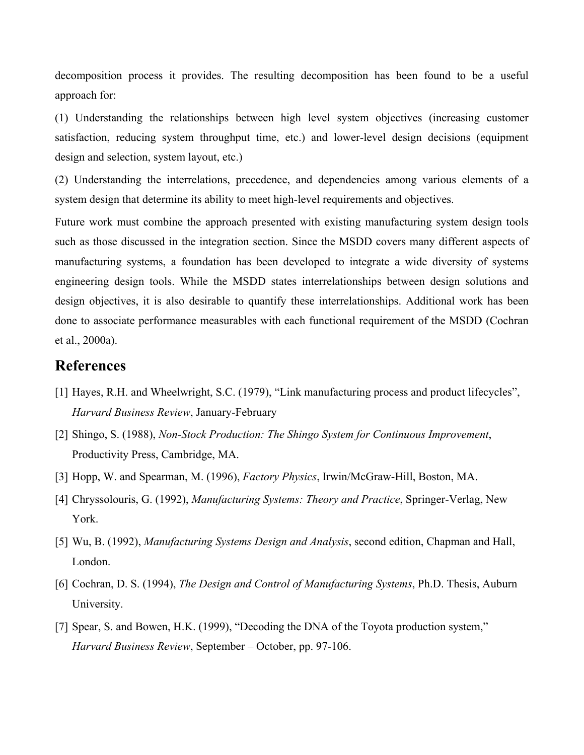decomposition process it provides. The resulting decomposition has been found to be a useful approach for:

(1) Understanding the relationships between high level system objectives (increasing customer satisfaction, reducing system throughput time, etc.) and lower-level design decisions (equipment design and selection, system layout, etc.)

(2) Understanding the interrelations, precedence, and dependencies among various elements of a system design that determine its ability to meet high-level requirements and objectives.

Future work must combine the approach presented with existing manufacturing system design tools such as those discussed in the integration section. Since the MSDD covers many different aspects of manufacturing systems, a foundation has been developed to integrate a wide diversity of systems engineering design tools. While the MSDD states interrelationships between design solutions and design objectives, it is also desirable to quantify these interrelationships. Additional work has been done to associate performance measurables with each functional requirement of the MSDD (Cochran et al., 2000a).

## References

[1] Hayes, R.H. and Wheelwright, S.C. (1979), "Link manufacturing process and product lifecycles", *Harvard Business Review*, January-February

[2] Shingo, S. (1988), *Non-Stock Production: The Shingo System for Continuous Improvement*, Productivity Press, Cambridge, MA.

[3] Hopp, W. and Spearman, M. (1996), *Factory Physics*, Irwin/McGraw-Hill, Boston, MA.

[4] Chryssolouris, G. (1992), *Manufacturing Systems: Theory and Practice*, Springer-Verlag, New York.

[5] Wu, B. (1992), *Manufacturing Systems Design and Analysis*, second edition, Chapman and Hall, London.

[6] Cochran, D. S. (1994), *The Design and Control of Manufacturing Systems*, Ph.D. Thesis, Auburn University.

[7] Spear, S. and Bowen, H.K. (1999), "Decoding the DNA of the Toyota production system," *Harvard Business Review*, September – October, pp. 97-106.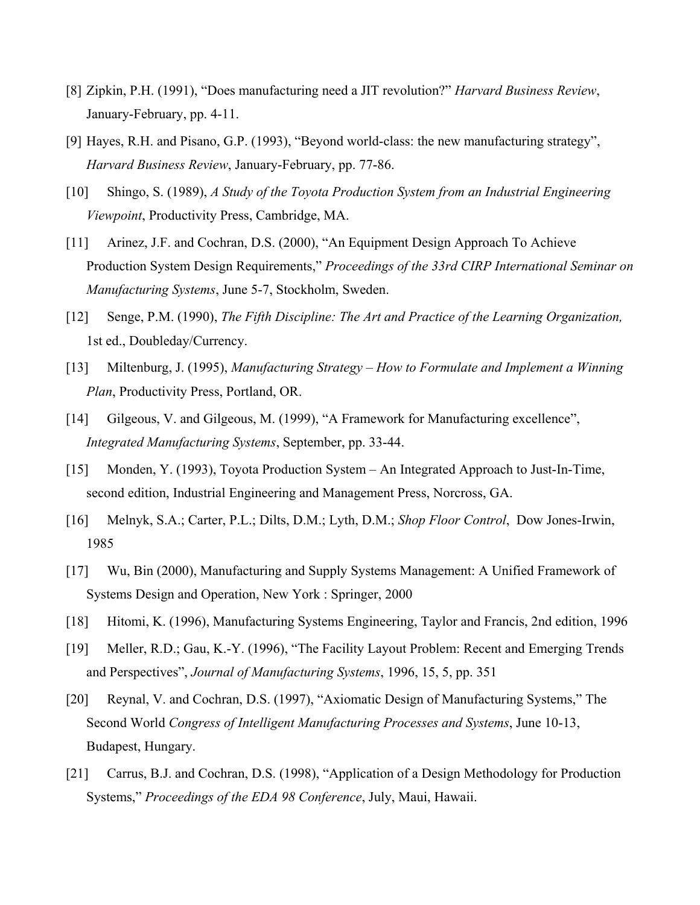[8] Zipkin, P.H. (1991), “Does manufacturing need a JIT revolution?” *Harvard Business Review*, January-February, pp. 4-11.

[9] Hayes, R.H. and Pisano, G.P. (1993), “Beyond world-class: the new manufacturing strategy”, *Harvard Business Review*, January-February, pp. 77-86.

[10] Shingo, S. (1989), *A Study of the Toyota Production System from an Industrial Engineering Viewpoint*, Productivity Press, Cambridge, MA.

[11] Arinez, J.F. and Cochran, D.S. (2000), “An Equipment Design Approach To Achieve Production System Design Requirements,” *Proceedings of the 33rd CIRP International Seminar on Manufacturing Systems*, June 5-7, Stockholm, Sweden.

[12] Senge, P.M. (1990), *The Fifth Discipline: The Art and Practice of the Learning Organization,* 1st ed., Doubleday/Currency.

[13] Miltenburg, J. (1995), *Manufacturing Strategy – How to Formulate and Implement a Winning Plan*, Productivity Press, Portland, OR.

[14] Gilgeous, V. and Gilgeous, M. (1999), “A Framework for Manufacturing excellence”, *Integrated Manufacturing Systems*, September, pp. 33-44.

[15] Monden, Y. (1993), Toyota Production System – An Integrated Approach to Just-In-Time, second edition, Industrial Engineering and Management Press, Norcross, GA.

[16] Melnyk, S.A.; Carter, P.L.; Dilts, D.M.; Lyth, D.M.; *Shop Floor Control*, Dow Jones-Irwin, 1985

[17] Wu, Bin (2000), Manufacturing and Supply Systems Management: A Unified Framework of Systems Design and Operation, New York : Springer, 2000

[18] Hitomi, K. (1996), Manufacturing Systems Engineering, Taylor and Francis, 2nd edition, 1996

[19] Meller, R.D.; Gau, K.-Y. (1996), “The Facility Layout Problem: Recent and Emerging Trends and Perspectives”, *Journal of Manufacturing Systems*, 1996, 15, 5, pp. 351

[20] Reynal, V. and Cochran, D.S. (1997), “Axiomatic Design of Manufacturing Systems,” The Second World *Congress of Intelligent Manufacturing Processes and Systems*, June 10-13, Budapest, Hungary.

[21] Carrus, B.J. and Cochran, D.S. (1998), “Application of a Design Methodology for Production Systems,” *Proceedings of the EDA 98 Conference*, July, Maui, Hawaii.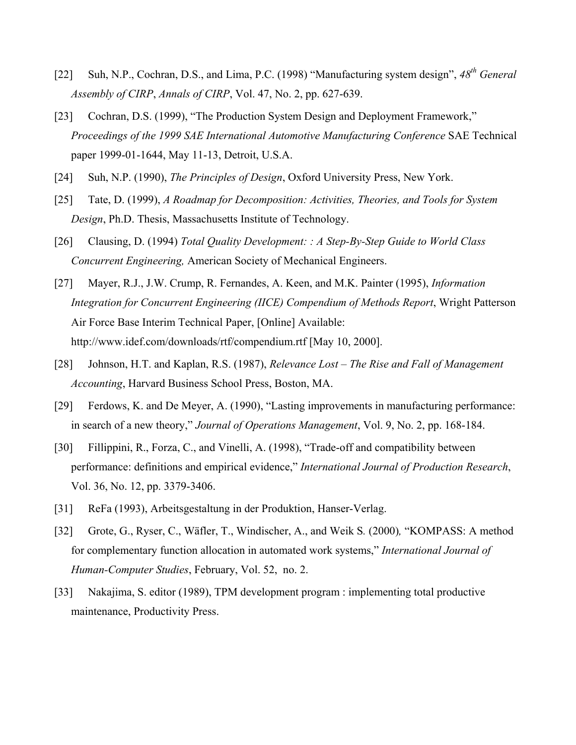[22] Suh, N.P., Cochran, D.S., and Lima, P.C. (1998) "Manufacturing system design", *48th General Assembly of CIRP*, *Annals of CIRP*, Vol. 47, No. 2, pp. 627-639.

[23] Cochran, D.S. (1999), "The Production System Design and Deployment Framework," *Proceedings of the 1999 SAE International Automotive Manufacturing Conference* SAE Technical paper 1999-01-1644, May 11-13, Detroit, U.S.A.

[24] Suh, N.P. (1990), *The Principles of Design*, Oxford University Press, New York.

[25] Tate, D. (1999), *A Roadmap for Decomposition: Activities, Theories, and Tools for System Design*, Ph.D. Thesis, Massachusetts Institute of Technology.

[26] Clausing, D. (1994) *Total Quality Development: : A Step-By-Step Guide to World Class Concurrent Engineering,* American Society of Mechanical Engineers.

[27] Mayer, R.J., J.W. Crump, R. Fernandes, A. Keen, and M.K. Painter (1995), *Information Integration for Concurrent Engineering (IICE) Compendium of Methods Report*, Wright Patterson Air Force Base Interim Technical Paper, [Online] Available: http://www.idef.com/downloads/rtf/compendium.rtf [May 10, 2000].

[28] Johnson, H.T. and Kaplan, R.S. (1987), *Relevance Lost – The Rise and Fall of Management Accounting*, Harvard Business School Press, Boston, MA.

[29] Ferdows, K. and De Meyer, A. (1990), "Lasting improvements in manufacturing performance: in search of a new theory," *Journal of Operations Management*, Vol. 9, No. 2, pp. 168-184.

[30] Fillippini, R., Forza, C., and Vinelli, A. (1998), "Trade-off and compatibility between performance: definitions and empirical evidence," *International Journal of Production Research*, Vol. 36, No. 12, pp. 3379-3406.

[31] ReFa (1993), Arbeitsgestaltung in der Produktion, Hanser-Verlag.

[32] Grote, G., Ryser, C., Wäfler, T., Windischer, A., and Weik S*.* (2000)*,* "KOMPASS: A method for complementary function allocation in automated work systems," *International Journal of Human-Computer Studies*, February, Vol. 52, no. 2.

[33] Nakajima, S. editor (1989), TPM development program : implementing total productive maintenance, Productivity Press.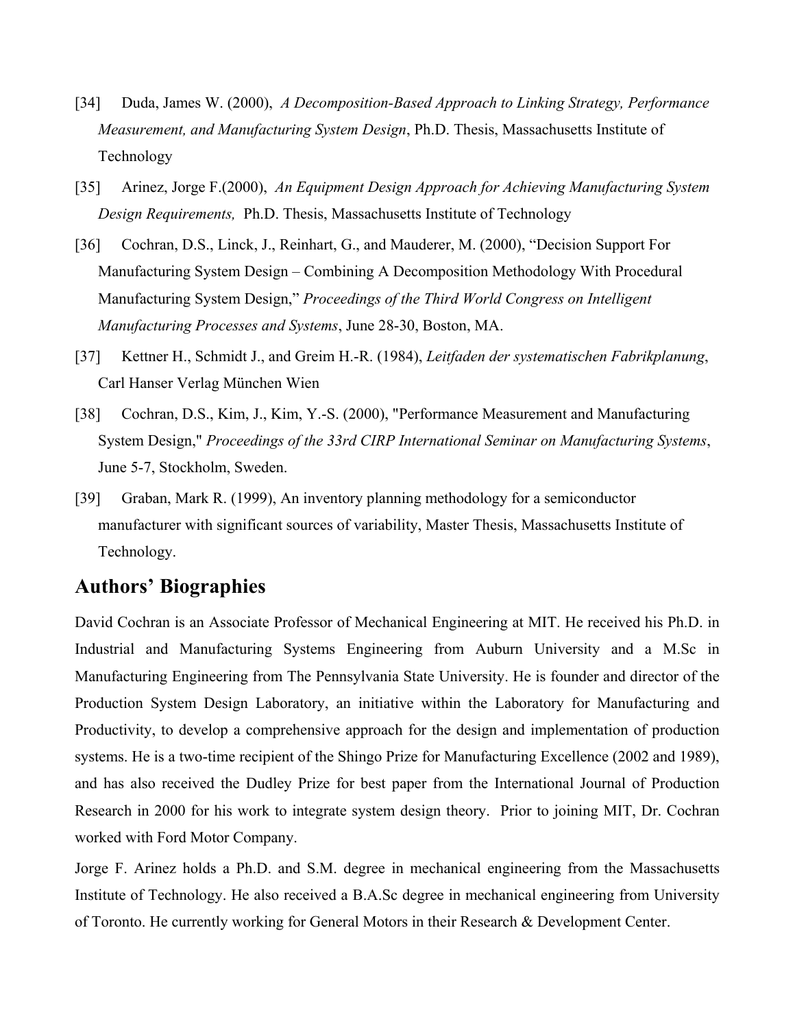[34] Duda, James W. (2000), *A Decomposition-Based Approach to Linking Strategy, Performance Measurement, and Manufacturing System Design*, Ph.D. Thesis, Massachusetts Institute of Technology

[35] Arinez, Jorge F.(2000), *An Equipment Design Approach for Achieving Manufacturing System Design Requirements,* Ph.D. Thesis, Massachusetts Institute of Technology

[36] Cochran, D.S., Linck, J., Reinhart, G., and Mauderer, M. (2000), "Decision Support For Manufacturing System Design – Combining A Decomposition Methodology With Procedural Manufacturing System Design," *Proceedings of the Third World Congress on Intelligent Manufacturing Processes and Systems*, June 28-30, Boston, MA.

[37] Kettner H., Schmidt J., and Greim H.-R. (1984), *Leitfaden der systematischen Fabrikplanung*, Carl Hanser Verlag München Wien

[38] Cochran, D.S., Kim, J., Kim, Y.-S. (2000), "Performance Measurement and Manufacturing System Design," *Proceedings of the 33rd CIRP International Seminar on Manufacturing Systems*, June 5-7, Stockholm, Sweden.

[39] Graban, Mark R. (1999), An inventory planning methodology for a semiconductor manufacturer with significant sources of variability, Master Thesis, Massachusetts Institute of Technology.

## Authors' Biographies

David Cochran is an Associate Professor of Mechanical Engineering at MIT. He received his Ph.D. in Industrial and Manufacturing Systems Engineering from Auburn University and a M.Sc in Manufacturing Engineering from The Pennsylvania State University. He is founder and director of the Production System Design Laboratory, an initiative within the Laboratory for Manufacturing and Productivity, to develop a comprehensive approach for the design and implementation of production systems. He is a two-time recipient of the Shingo Prize for Manufacturing Excellence (2002 and 1989), and has also received the Dudley Prize for best paper from the International Journal of Production Research in 2000 for his work to integrate system design theory. Prior to joining MIT, Dr. Cochran worked with Ford Motor Company.

Jorge F. Arinez holds a Ph.D. and S.M. degree in mechanical engineering from the Massachusetts Institute of Technology. He also received a B.A.Sc degree in mechanical engineering from University of Toronto. He currently working for General Motors in their Research & Development Center.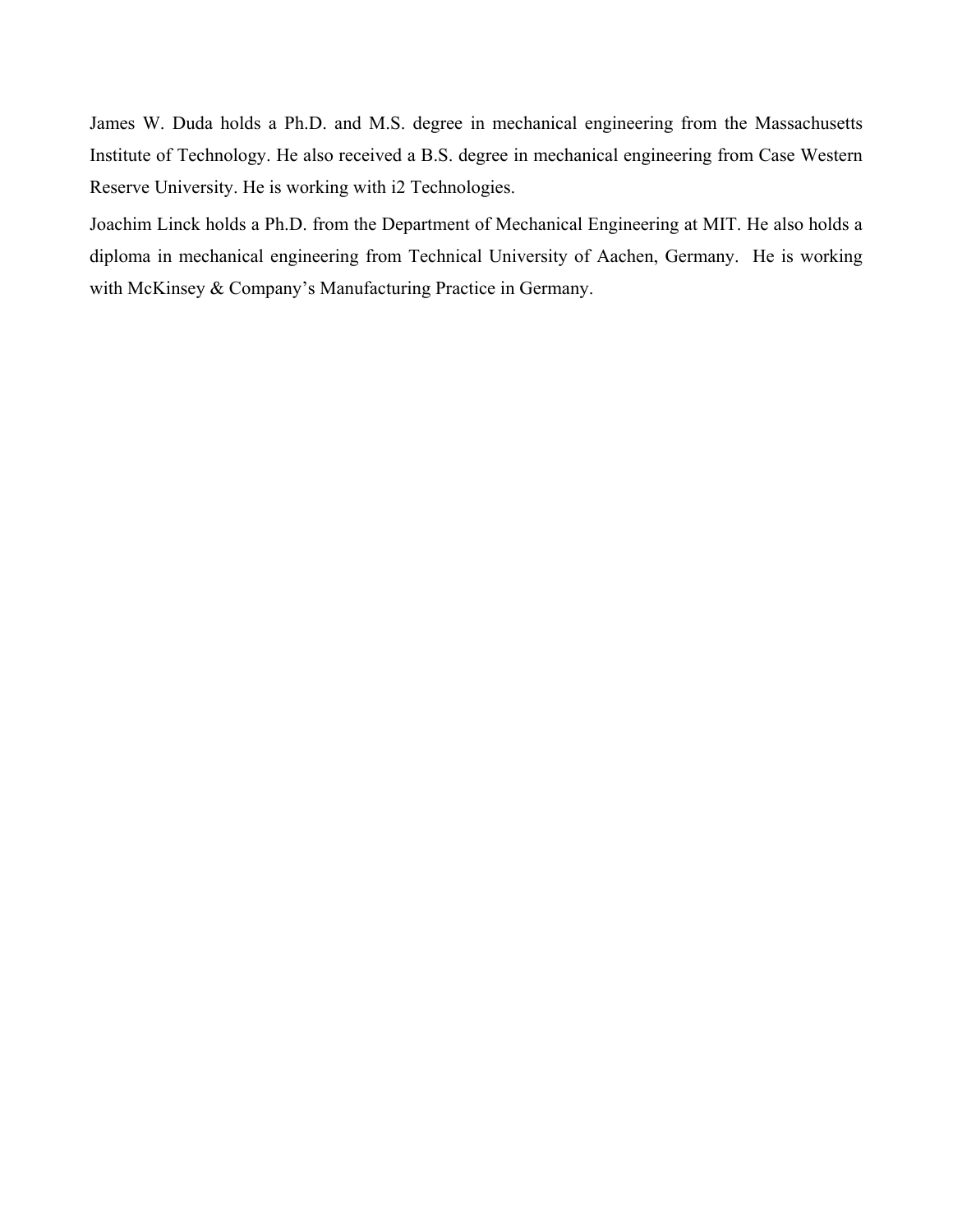James W. Duda holds a Ph.D. and M.S. degree in mechanical engineering from the Massachusetts Institute of Technology. He also received a B.S. degree in mechanical engineering from Case Western Reserve University. He is working with i2 Technologies.

Joachim Linck holds a Ph.D. from the Department of Mechanical Engineering at MIT. He also holds a diploma in mechanical engineering from Technical University of Aachen, Germany. He is working with McKinsey & Company's Manufacturing Practice in Germany.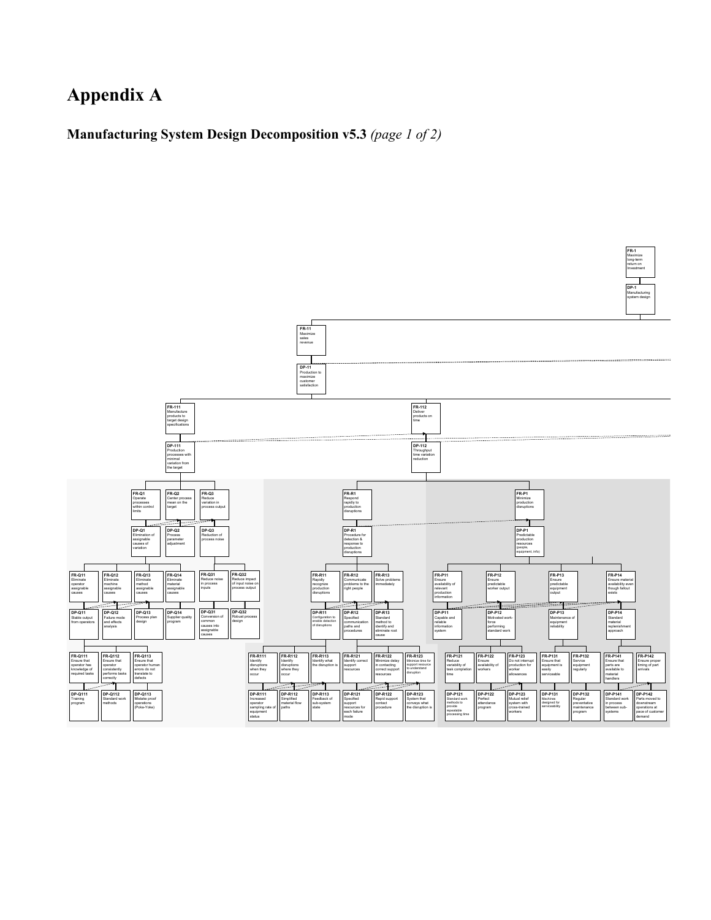# Appendix A

## Manufacturing System Design Decomposition v5.3 *(page 1 of 2)*

**FR-1** Maximize long-term return on investment

**DP-1** Manufacturing system design

**FR-11** Maximize sales revenue

**DP-11** Production to maximize customer satisfaction

**FR-111** Manufacture products to target design specifications

**DP-111** Production processes with minimal variation from the target

**FR-112** Deliver products on time

**DP-112** Throughput time variation reduction

**FR-Q1** Operate processes within control limits

**DP-Q1** Elimination of assignable causes of variation

**FR-Q2** Center process mean on the target

**DP-Q2** Process parameter adjustment

**FR-Q3** Reduce variation in process output

**DP-Q3** Reduction of process noise

**FR-Q11** Eliminate operator assignable causes

**DP-Q11** Stable output from operators

**FR-Q12** Eliminate machine assignable causes

**DP-Q12** Failure mode and effects analysis

**FR-Q13** Eliminate method assignable causes

**DP-Q13** Process plan design

**FR-Q14** Eliminate material assignable causes

**DP-Q14** Supplier quality program

**FR-Q31** Reduce noise in process inputs

**DP-Q31** Conversion of common causes into assignable causes

**FR-Q32** Reduce impact of input noise on process output

**DP-Q32** Robust process design

**FR-Q111** Ensure that operator has knowledge of required tasks

**DP-Q111** Training program

**FR-Q112** Ensure that operator consistently performs tasks correctly

**DP-Q112** Standard work methods

**FR-Q113** Ensure that operator human errors do not translate to defects

**DP-Q113** Mistake proof operations (Poka-Yoke)

**FR-R1** Respond rapidly to production disruptions

**DP-R1** Procedure for detection & response to production disruptions

**FR-R11** Rapidly recognize production disruptions

**DP-R11** Configuration to enable detection of disruptions

**FR-R12** Communicate problems to the right people

**DP-R12** Specified communication paths and procedures

**FR-R13** Solve problems immediately

**DP-R13** Standard method to identify and eliminate root cause

**FR-R111** Identify disruptions when they occur

**DP-R111** Increased operator sampling rate of equipment status

**FR-R112** Identify disruptions where they occur

**DP-R112** Simplified material flow paths

**FR-R113** Identify what the disruption is

**DP-R113** Feedback of sub-system state

**FR-R121** Identify correct support resources

**DP-R121** Specified support resources for each failure mode

**FR-R122** Minimize delay in contacting correct support resources

**DP-R122** Rapid support contact procedure

**FR-R123** Minimize time for support resource to understand disruption

**DP-R123** System that conveys what the disruption is

**FR-P1** Minimize production disruptions

**DP-P1** Predictable production resources (people, equipment, info)

**FR-P11** Ensure availability of relevant production information

**DP-P11** Capable and reliable information system

**FR-P12** Ensure predictable worker output

**DP-P12** Motivated work-force performing standard work

**FR-P13** Ensure predictable equipment output

**DP-P13** Maintenance of equipment reliability

**FR-P14** Ensure material availability even though fallout exists

**DP-P14** Standard material replenishment approach

**FR-P121** Reduce variability of task completion time

**DP-P121** Standard work methods to provide repeatable processing time

**FR-P122** Ensure availability of workers

**DP-P122** Perfect attendance program

**FR-P123** Do not interrupt production for worker allowances

**DP-P123** Mutual relief system with cross-trained workers

**FR-P131** Ensure that equipment is easily serviceable

**DP-P131** Machines designed for serviceability

**FR-P132** Service equipment regularly

**DP-P132** Regular preventative maintenance program

**FR-P141** Ensure that parts are available to material handlers

**DP-P141** Standard work in process between sub-systems

**FR-P142** Ensure proper timing of part arrivals

**DP-P142** Parts moved to downstream operations at pace of customer demand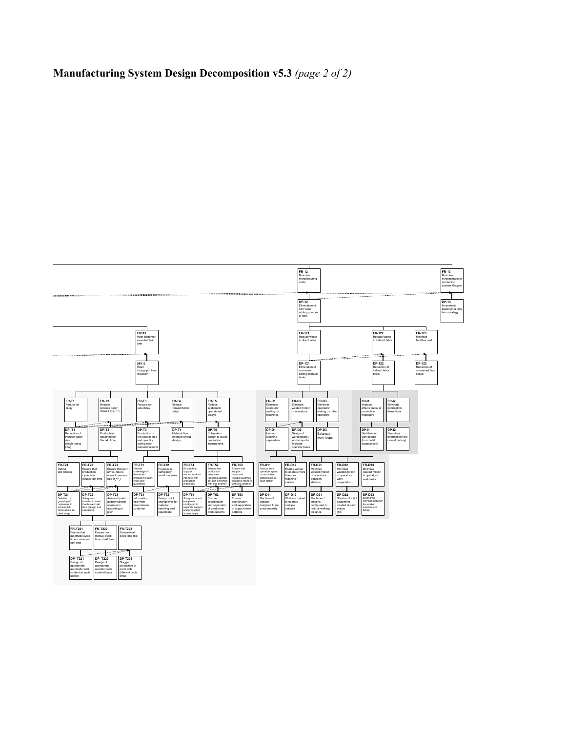# Manufacturing System Design Decomposition v5.3 *(page 2 of 2)*

**FR-12** Minimize manufacturing costs

**DP-12** Elimination of non-value adding sources of cost

**FR-13** Minimize investment over production system lifecycle

**DP-13** Investment based on a long term strategy

**FR113** Meet customer expected lead time

**DP113** Mean throughput time reduction

**FR-121** Reduce waste in direct labor

**DP-121** Elimination of non-value adding manual tasks

**FR-122** Reduce waste in indirect labor

**DP-122** Reduction of indirect labor tasks

**FR-123** Minimize facilities cost

**DP-123** Reduction of consumed floor space

**FR-T1** Reduce lot delay

**DP- T1** Reduction of transfer batch size (single-piece flow)

**FR-T2** Reduce process delay (caused by $r_a > r_c$)

**DP-T2** Production designed for the takt time

**FR-T3** Reduce run size delay

**DP-T3** Production of the desired mix and quantity during each demand interval

**FR-T4** Reduce transportation delay

**DP-T4** Material flow oriented layout design

**FR-T5** Reduce systematic operational delays

**DP-T5** Subsystem design to avoid production interruptions

**FR-D1** Eliminate operators' waiting on machines

**DP-D1** Human-Machine separation

**FR-D2** Eliminate wasted motion of operators

**DP-D2** Design of workstations / work-loops to facilitate operator tasks

**FR-D3** Eliminate operators' waiting on other operators

**DP-D3** Balanced work-loops

**FR-I1** Improve effectiveness of production managers

**DP-I1** Self directed work teams (horizontal organization)

**FR-I2** Eliminate information disruptions

**DP-I2** Seamless information flow (visual factory)

**FR-T21** Define takt time(s)

**DP-T21** Definition or grouping of customers to achieve takt times within an ideal range

**FR-T22** Ensure that production cycle time equals takt time

**DP-T22** Subsystem enabled to meet the desired takt time (design and operation)

**FR-T23** Ensure that part arrival rate is equal to service rate ($r_a = r_s$)

**DP-T23** Arrival of parts at downstream operations according to pitch

**FR-T31** Provide knowledge of demanded product mix (part types and quantities)

**DP-T31** Information flow from downstream customer

**FR-T32** Produce in sufficiently small run sizes

**DP-T32** Design quick changeover for material handling and equipment

**FR-T51** Ensure that support resources don't interfere with production resources

**DP-T51** Subsystems and equipment configured to separate support and production access req'ts

**FR-T52** Ensure that production resources (people/automation) don't interfere with one another

**DP-T52** Ensure coordination and separation of production work patterns

**FR-T53** Ensure that support resources (people/automation) don't interfere with one another

**DP-T53** Ensure coordination and separation of support work patterns

**FR-D11** Reduce time operators spend on non-value added tasks at each station

**DP-D11** Machines & stations designed to run autonomously

**FR-D12** Enable worker to operate more than one machine / station

**DP-D12** Workers trained to operate multiple stations

**FR-D21** Minimize wasted motion of operators between stations

**DP-D21** Machines / stations configured to reduce walking distance

**FR-D22** Minimize wasted motion in operators' work preparation

**DP-D22** Standard tools / equipment located at each station (5S)

**FR-D23** Minimize wasted motion in operators' work tasks

**DP-D23** Ergonomic interface between the worker, machine and fixture

**FR-T221** Ensure that automatic cycle time ≤ minimum takt time

**DP- T221** Design of appropriate automatic work content at each station

**FR-T222** Ensure that manual cycle time ≤ takt time

**DP- T222** Design of appropriate operator work content/loops

**FR-T223** Ensure level cycle time mix

**DP-T223** Stagger production of parts with different cycle times